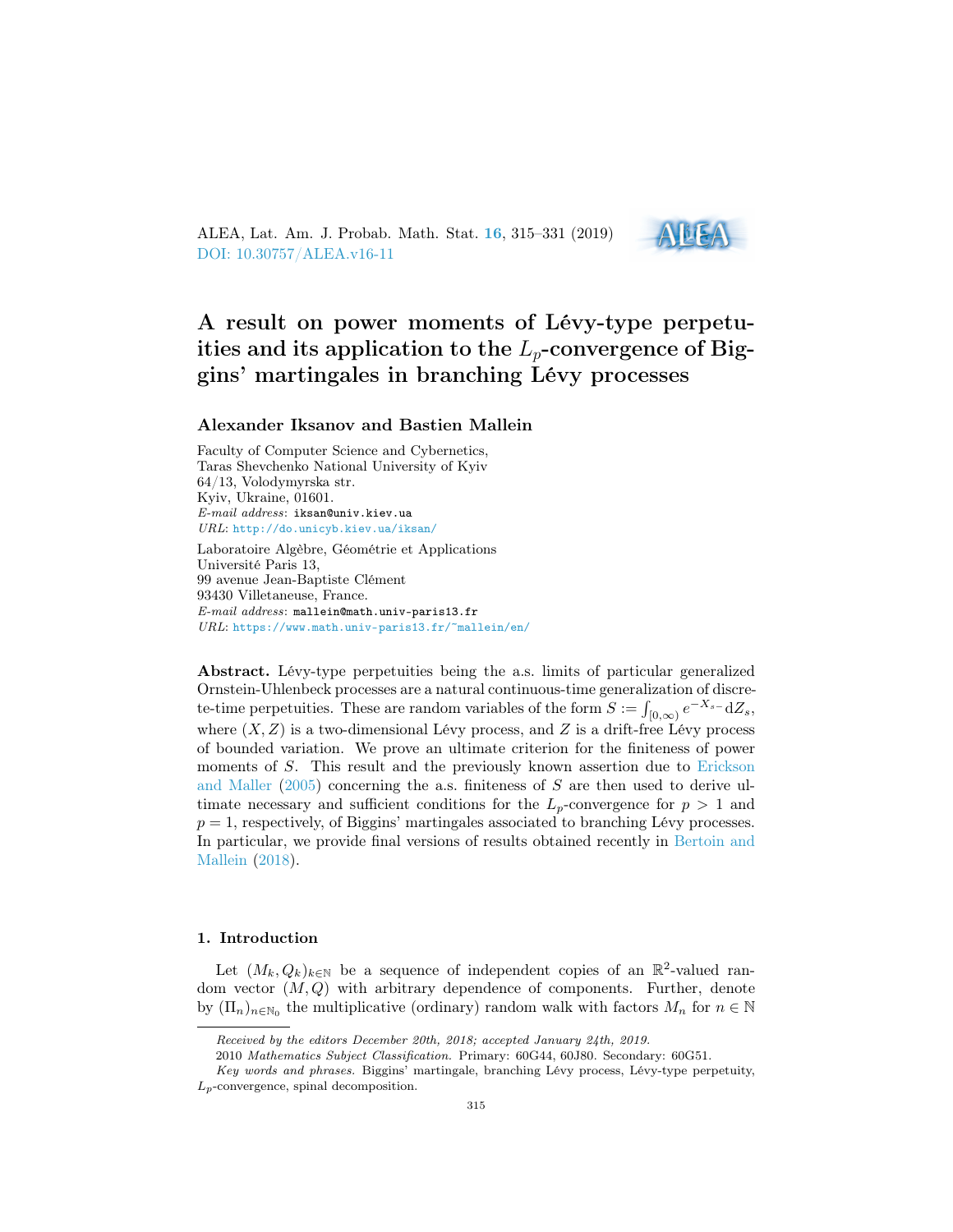# A result on power moments of Lévy-type perpetuities and its application to the $L_p$-convergence of Biggins' martingales in branching Lévy processes

**Alexander Iksanov and Bastien Mallein**

Faculty of Computer Science and Cybernetics,
Taras Shevchenko National University of Kyiv
64/13, Volodymyrska str.
Kyiv, Ukraine, 01601.
*E-mail address*: iksan@univ.kiev.ua
*URL*: http://do.unicyb.kiev.ua/iksan/

Laboratoire Algèbre, Géométrie et Applications
Université Paris 13,
99 avenue Jean-Baptiste Clément
93430 Villetaneuse, France.
*E-mail address*: mallein@math.univ-paris13.fr
*URL*: https://www.math.univ-paris13.fr/~mallein/en/

**Abstract.** Lévy-type perpetuities being the a.s. limits of particular generalized Ornstein-Uhlenbeck processes are a natural continuous-time generalization of discrete-time perpetuities. These are random variables of the form $S := \int_{[0,\infty)} e^{-X_{s-}} \mathrm{d}Z_s$, where $(X, Z)$ is a two-dimensional Lévy process, and $Z$ is a drift-free Lévy process of bounded variation. We prove an ultimate criterion for the finiteness of power moments of $S$. This result and the previously known assertion due to Erickson and Maller (2005) concerning the a.s. finiteness of $S$ are then used to derive ultimate necessary and sufficient conditions for the $L_p$-convergence for $p > 1$ and $p = 1$, respectively, of Biggins' martingales associated to branching Lévy processes. In particular, we provide final versions of results obtained recently in Bertoin and Mallein (2018).

## 1. Introduction

Let $(M_k, Q_k)_{k\in\mathbb{N}}$ be a sequence of independent copies of an $\mathbb{R}^2$-valued random vector $(M, Q)$ with arbitrary dependence of components. Further, denote by $(\Pi_n)_{n\in\mathbb{N}_0}$ the multiplicative (ordinary) random walk with factors $M_n$ for $n \in \mathbb{N}$

---

*Received by the editors December 20th, 2018; accepted January 24th, 2019.*

2010 *Mathematics Subject Classification.* Primary: 60G44, 60J80. Secondary: 60G51.

*Key words and phrases.* Biggins' martingale, branching Lévy process, Lévy-type perpetuity, $L_p$-convergence, spinal decomposition.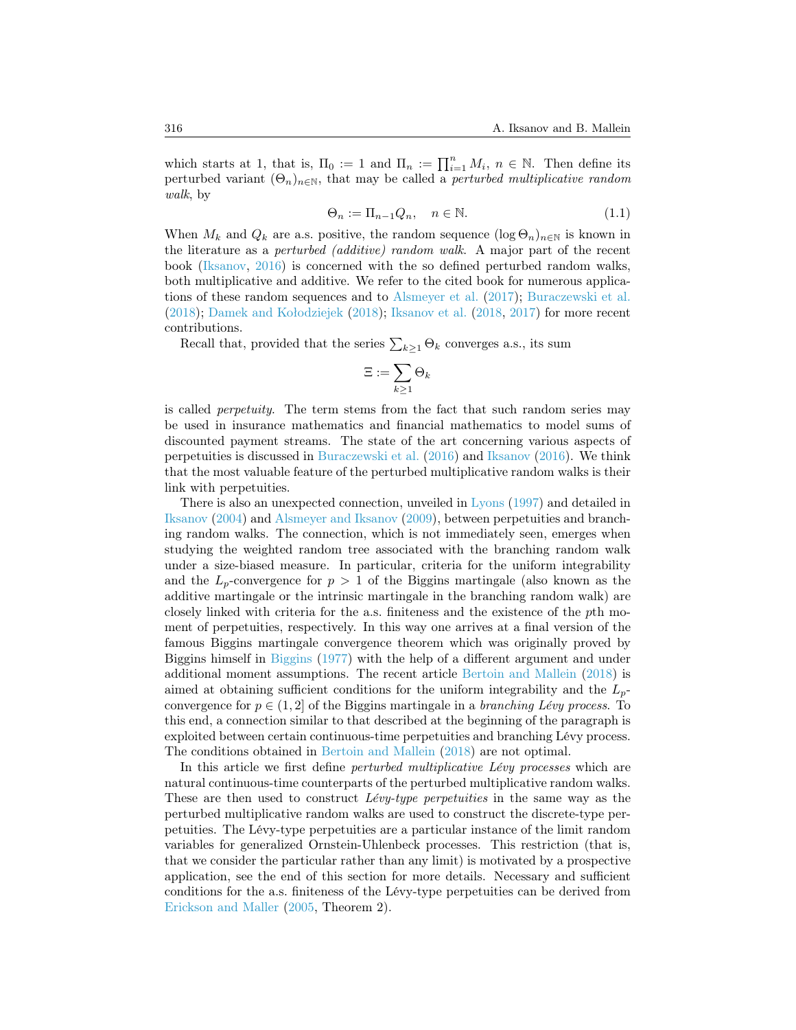which starts at 1, that is, $\Pi_0 := 1$ and $\Pi_n := \prod_{i=1}^{n} M_i$, $n \in \mathbb{N}$. Then define its perturbed variant $(\Theta_n)_{n\in\mathbb{N}}$, that may be called a *perturbed multiplicative random walk*, by

$$\Theta_n := \Pi_{n-1} Q_n, \quad n \in \mathbb{N}. \tag{1.1}$$

When $M_k$ and $Q_k$ are a.s. positive, the random sequence $(\log \Theta_n)_{n\in\mathbb{N}}$ is known in the literature as a *perturbed (additive) random walk*. A major part of the recent book (Iksanov, 2016) is concerned with the so defined perturbed random walks, both multiplicative and additive. We refer to the cited book for numerous applications of these random sequences and to Alsmeyer et al. (2017); Buraczewski et al. (2018); Damek and Kołodziejek (2018); Iksanov et al. (2018, 2017) for more recent contributions.

Recall that, provided that the series $\sum_{k\geq 1} \Theta_k$ converges a.s., its sum

$$\Xi := \sum_{k\geq 1} \Theta_k$$

is called *perpetuity*. The term stems from the fact that such random series may be used in insurance mathematics and financial mathematics to model sums of discounted payment streams. The state of the art concerning various aspects of perpetuities is discussed in Buraczewski et al. (2016) and Iksanov (2016). We think that the most valuable feature of the perturbed multiplicative random walks is their link with perpetuities.

There is also an unexpected connection, unveiled in Lyons (1997) and detailed in Iksanov (2004) and Alsmeyer and Iksanov (2009), between perpetuities and branching random walks. The connection, which is not immediately seen, emerges when studying the weighted random tree associated with the branching random walk under a size-biased measure. In particular, criteria for the uniform integrability and the $L_p$-convergence for $p > 1$ of the Biggins martingale (also known as the additive martingale or the intrinsic martingale in the branching random walk) are closely linked with criteria for the a.s. finiteness and the existence of the $p$th moment of perpetuities, respectively. In this way one arrives at a final version of the famous Biggins martingale convergence theorem which was originally proved by Biggins himself in Biggins (1977) with the help of a different argument and under additional moment assumptions. The recent article Bertoin and Mallein (2018) is aimed at obtaining sufficient conditions for the uniform integrability and the $L_p$-convergence for $p \in (1, 2]$ of the Biggins martingale in a *branching Lévy process*. To this end, a connection similar to that described at the beginning of the paragraph is exploited between certain continuous-time perpetuities and branching Lévy process. The conditions obtained in Bertoin and Mallein (2018) are not optimal.

In this article we first define *perturbed multiplicative Lévy processes* which are natural continuous-time counterparts of the perturbed multiplicative random walks. These are then used to construct *Lévy-type perpetuities* in the same way as the perturbed multiplicative random walks are used to construct the discrete-type perpetuities. The Lévy-type perpetuities are a particular instance of the limit random variables for generalized Ornstein-Uhlenbeck processes. This restriction (that is, that we consider the particular rather than any limit) is motivated by a prospective application, see the end of this section for more details. Necessary and sufficient conditions for the a.s. finiteness of the Lévy-type perpetuities can be derived from Erickson and Maller (2005, Theorem 2).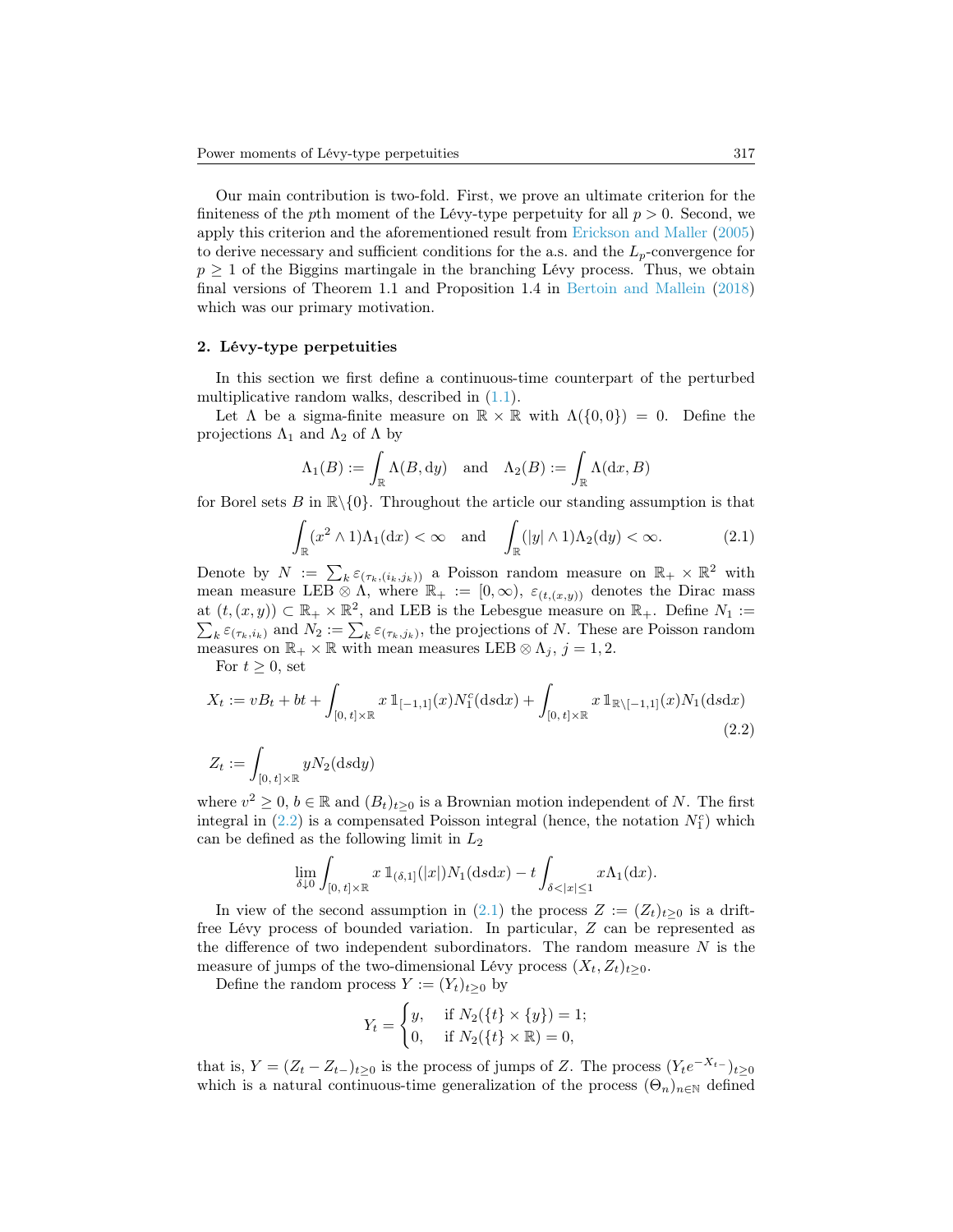Our main contribution is two-fold. First, we prove an ultimate criterion for the finiteness of the $p$th moment of the Lévy-type perpetuity for all $p > 0$. Second, we apply this criterion and the aforementioned result from Erickson and Maller (2005) to derive necessary and sufficient conditions for the a.s. and the $L_p$-convergence for $p \geq 1$ of the Biggins martingale in the branching Lévy process. Thus, we obtain final versions of Theorem 1.1 and Proposition 1.4 in Bertoin and Mallein (2018) which was our primary motivation.

## 2. Lévy-type perpetuities

In this section we first define a continuous-time counterpart of the perturbed multiplicative random walks, described in (1.1).

Let $\Lambda$ be a sigma-finite measure on $\mathbb{R} \times \mathbb{R}$ with $\Lambda(\{0, 0\}) = 0$. Define the projections $\Lambda_1$ and $\Lambda_2$ of $\Lambda$ by

$$\Lambda_1(B) := \int_{\mathbb{R}} \Lambda(B, \mathrm{d}y) \quad \text{and} \quad \Lambda_2(B) := \int_{\mathbb{R}} \Lambda(\mathrm{d}x, B)$$

for Borel sets $B$ in $\mathbb{R}\backslash\{0\}$. Throughout the article our standing assumption is that

$$\int_{\mathbb{R}} (x^2 \wedge 1)\Lambda_1(\mathrm{d}x) < \infty \quad \text{and} \quad \int_{\mathbb{R}} (|y| \wedge 1)\Lambda_2(\mathrm{d}y) < \infty. \tag{2.1}$$

Denote by $N := \sum_k \varepsilon_{(\tau_k,(i_k,j_k))}$ a Poisson random measure on $\mathbb{R}_+ \times \mathbb{R}^2$ with mean measure $\mathrm{LEB} \otimes \Lambda$, where $\mathbb{R}_+ := [0, \infty)$, $\varepsilon_{(t,(x,y))}$ denotes the Dirac mass at $(t, (x, y)) \subset \mathbb{R}_+ \times \mathbb{R}^2$, and LEB is the Lebesgue measure on $\mathbb{R}_+$. Define $N_1 := \sum_k \varepsilon_{(\tau_k,i_k)}$ and $N_2 := \sum_k \varepsilon_{(\tau_k,j_k)}$, the projections of $N$. These are Poisson random measures on $\mathbb{R}_+ \times \mathbb{R}$ with mean measures $\mathrm{LEB} \otimes \Lambda_j$, $j = 1, 2$.

For $t \geq 0$, set

$$X_t := vB_t + bt + \int_{[0,\,t]\times\mathbb{R}} x\, \mathbb{1}_{[-1,1]}(x) N_1^c(\mathrm{d}s\mathrm{d}x) + \int_{[0,\,t]\times\mathbb{R}} x\, \mathbb{1}_{\mathbb{R}\backslash[-1,1]}(x) N_1(\mathrm{d}s\mathrm{d}x) \tag{2.2}$$

$$Z_t := \int_{[0,\,t]\times\mathbb{R}} y N_2(\mathrm{d}s\mathrm{d}y)$$

where $v^2 \geq 0$, $b \in \mathbb{R}$ and $(B_t)_{t\geq0}$ is a Brownian motion independent of $N$. The first integral in (2.2) is a compensated Poisson integral (hence, the notation $N_1^c$) which can be defined as the following limit in $L_2$

$$\lim_{\delta\downarrow0} \int_{[0,\,t]\times\mathbb{R}} x\, \mathbb{1}_{(\delta,1]}(|x|) N_1(\mathrm{d}s\mathrm{d}x) - t \int_{\delta<|x|\leq1} x\Lambda_1(\mathrm{d}x).$$

In view of the second assumption in (2.1) the process $Z := (Z_t)_{t\geq0}$ is a drift-free Lévy process of bounded variation. In particular, $Z$ can be represented as the difference of two independent subordinators. The random measure $N$ is the measure of jumps of the two-dimensional Lévy process $(X_t, Z_t)_{t\geq0}$.

Define the random process $Y := (Y_t)_{t\geq0}$ by

$$Y_t = \begin{cases} y, & \text{if } N_2(\{t\} \times \{y\}) = 1; \\ 0, & \text{if } N_2(\{t\} \times \mathbb{R}) = 0, \end{cases}$$

that is, $Y = (Z_t - Z_{t-})_{t\geq0}$ is the process of jumps of $Z$. The process $(Y_t e^{-X_{t-}})_{t\geq0}$ which is a natural continuous-time generalization of the process $(\Theta_n)_{n\in\mathbb{N}}$ defined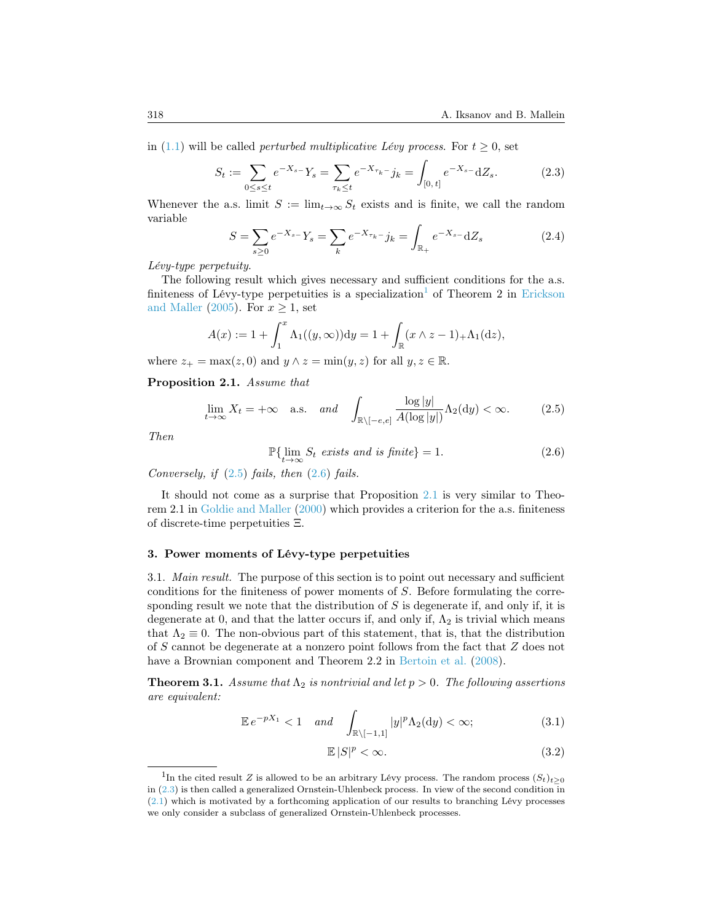in (1.1) will be called *perturbed multiplicative Lévy process*. For $t \geq 0$, set

$$S_t := \sum_{0 \leq s \leq t} e^{-X_{s-}} Y_s = \sum_{\tau_k \leq t} e^{-X_{\tau_k -}} j_k = \int_{[0,\, t]} e^{-X_{s-}} \mathrm{d}Z_s. \tag{2.3}$$

Whenever the a.s. limit $S := \lim_{t\to\infty} S_t$ exists and is finite, we call the random variable

$$S = \sum_{s \geq 0} e^{-X_{s-}} Y_s = \sum_k e^{-X_{\tau_k -}} j_k = \int_{\mathbb{R}_+} e^{-X_{s-}} \mathrm{d}Z_s \tag{2.4}$$

*Lévy-type perpetuity*.

The following result which gives necessary and sufficient conditions for the a.s. finiteness of Lévy-type perpetuities is a specialization[1] of Theorem 2 in Erickson and Maller (2005). For $x \geq 1$, set

$$A(x) := 1 + \int_1^x \Lambda_1((y,\infty))\mathrm{d}y = 1 + \int_{\mathbb{R}} (x \wedge z - 1)_+ \Lambda_1(\mathrm{d}z),$$

where $z_+ = \max(z, 0)$ and $y \wedge z = \min(y, z)$ for all $y, z \in \mathbb{R}$.

**Proposition 2.1.** *Assume that*

$$\lim_{t\to\infty} X_t = +\infty \quad \text{a.s.} \quad \textit{and} \quad \int_{\mathbb{R}\setminus[-e,e]} \frac{\log|y|}{A(\log|y|)} \Lambda_2(\mathrm{d}y) < \infty. \tag{2.5}$$

*Then*

$$\mathbb{P}\{\lim_{t\to\infty} S_t \textit{ exists and is finite}\} = 1. \tag{2.6}$$

*Conversely, if* (2.5) *fails, then* (2.6) *fails.*

It should not come as a surprise that Proposition 2.1 is very similar to Theorem 2.1 in Goldie and Maller (2000) which provides a criterion for the a.s. finiteness of discrete-time perpetuities $\Xi$.

## 3. Power moments of Lévy-type perpetuities

3.1. *Main result.* The purpose of this section is to point out necessary and sufficient conditions for the finiteness of power moments of $S$. Before formulating the corresponding result we note that the distribution of $S$ is degenerate if, and only if, it is degenerate at 0, and that the latter occurs if, and only if, $\Lambda_2$ is trivial which means that $\Lambda_2 \equiv 0$. The non-obvious part of this statement, that is, that the distribution of $S$ cannot be degenerate at a nonzero point follows from the fact that $Z$ does not have a Brownian component and Theorem 2.2 in Bertoin et al. (2008).

**Theorem 3.1.** *Assume that $\Lambda_2$ is nontrivial and let $p > 0$. The following assertions are equivalent:*

$$\mathbb{E}\, e^{-pX_1} < 1 \quad \textit{and} \quad \int_{\mathbb{R}\setminus[-1,1]} |y|^p \Lambda_2(\mathrm{d}y) < \infty; \tag{3.1}$$

$$\mathbb{E}\,|S|^p < \infty. \tag{3.2}$$

[1] In the cited result $Z$ is allowed to be an arbitrary Lévy process. The random process $(S_t)_{t\geq 0}$ in (2.3) is then called a generalized Ornstein-Uhlenbeck process. In view of the second condition in (2.1) which is motivated by a forthcoming application of our results to branching Lévy processes we only consider a subclass of generalized Ornstein-Uhlenbeck processes.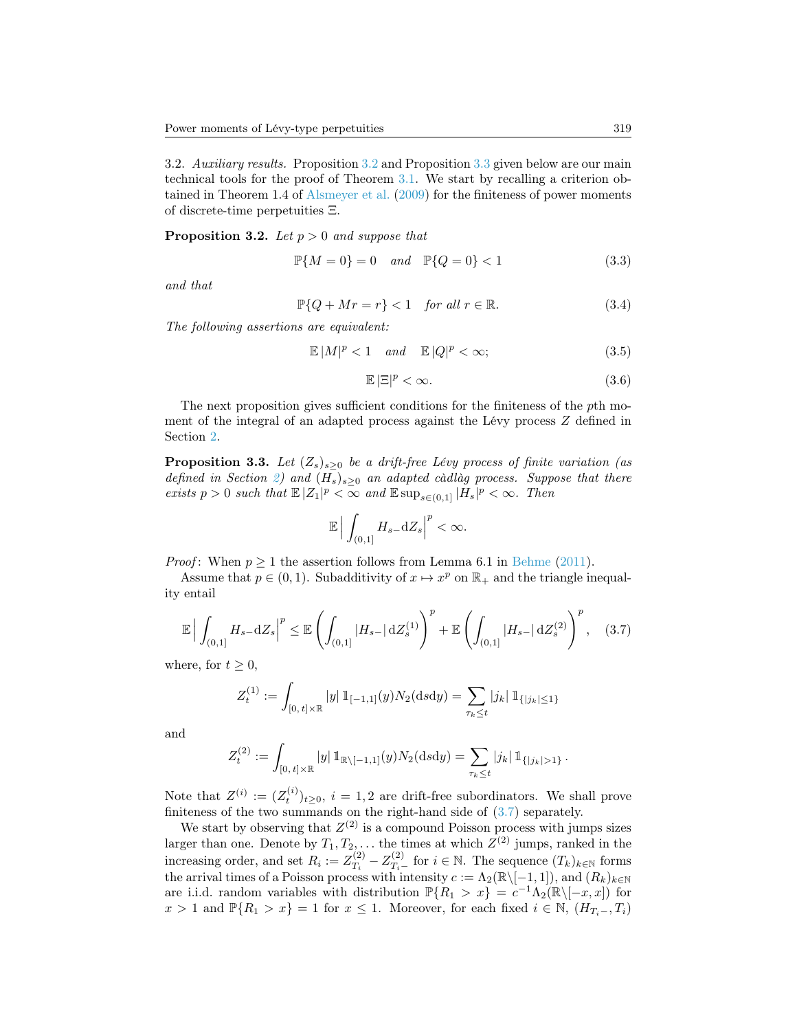3.2. *Auxiliary results.* Proposition 3.2 and Proposition 3.3 given below are our main technical tools for the proof of Theorem 3.1. We start by recalling a criterion obtained in Theorem 1.4 of Alsmeyer et al. (2009) for the finiteness of power moments of discrete-time perpetuities $\Xi$.

**Proposition 3.2.** *Let $p > 0$ and suppose that*

$$\mathbb{P}\{M = 0\} = 0 \quad \text{and} \quad \mathbb{P}\{Q = 0\} < 1 \tag{3.3}$$

*and that*

$$\mathbb{P}\{Q + Mr = r\} < 1 \quad \text{for all } r \in \mathbb{R}. \tag{3.4}$$

*The following assertions are equivalent:*

$$\mathbb{E}\,|M|^p < 1 \quad \text{and} \quad \mathbb{E}\,|Q|^p < \infty; \tag{3.5}$$

$$\mathbb{E}\,|\Xi|^p < \infty. \tag{3.6}$$

The next proposition gives sufficient conditions for the finiteness of the $p$th moment of the integral of an adapted process against the Lévy process $Z$ defined in Section 2.

**Proposition 3.3.** *Let $(Z_s)_{s\geq 0}$ be a drift-free Lévy process of finite variation (as defined in Section 2) and $(H_s)_{s\geq 0}$ an adapted càdlàg process. Suppose that there exists $p > 0$ such that $\mathbb{E}\,|Z_1|^p < \infty$ and $\mathbb{E}\sup_{s\in(0,1]}|H_s|^p < \infty$. Then*

$$\mathbb{E}\Big|\int_{(0,1]} H_{s-}\mathrm{d}Z_s\Big|^p < \infty.$$

*Proof*: When $p \geq 1$ the assertion follows from Lemma 6.1 in Behme (2011).

Assume that $p \in (0,1)$. Subadditivity of $x \mapsto x^p$ on $\mathbb{R}_+$ and the triangle inequality entail

$$\mathbb{E}\Big|\int_{(0,1]} H_{s-}\mathrm{d}Z_s\Big|^p \leq \mathbb{E}\left(\int_{(0,1]} |H_{s-}|\,\mathrm{d}Z_s^{(1)}\right)^p + \mathbb{E}\left(\int_{(0,1]} |H_{s-}|\,\mathrm{d}Z_s^{(2)}\right)^p, \tag{3.7}$$

where, for $t \geq 0$,

$$Z_t^{(1)} := \int_{[0,\,t]\times\mathbb{R}} |y|\,\mathbb{1}_{[-1,1]}(y)N_2(\mathrm{d}s\mathrm{d}y) = \sum_{\tau_k\leq t} |j_k|\,\mathbb{1}_{\{|j_k|\leq 1\}}$$

and

$$Z_t^{(2)} := \int_{[0,\,t]\times\mathbb{R}} |y|\,\mathbb{1}_{\mathbb{R}\backslash[-1,1]}(y)N_2(\mathrm{d}s\mathrm{d}y) = \sum_{\tau_k\leq t} |j_k|\,\mathbb{1}_{\{|j_k|>1\}}.$$

Note that $Z^{(i)} := (Z_t^{(i)})_{t\geq 0}$, $i = 1, 2$ are drift-free subordinators. We shall prove finiteness of the two summands on the right-hand side of (3.7) separately.

We start by observing that $Z^{(2)}$ is a compound Poisson process with jumps sizes larger than one. Denote by $T_1, T_2, \ldots$ the times at which $Z^{(2)}$ jumps, ranked in the increasing order, and set $R_i := Z_{T_i}^{(2)} - Z_{T_i-}^{(2)}$ for $i \in \mathbb{N}$. The sequence $(T_k)_{k\in\mathbb{N}}$ forms the arrival times of a Poisson process with intensity $c := \Lambda_2(\mathbb{R}\backslash[-1,1])$, and $(R_k)_{k\in\mathbb{N}}$ are i.i.d. random variables with distribution $\mathbb{P}\{R_1 > x\} = c^{-1}\Lambda_2(\mathbb{R}\backslash[-x,x])$ for $x > 1$ and $\mathbb{P}\{R_1 > x\} = 1$ for $x \leq 1$. Moreover, for each fixed $i \in \mathbb{N}$, $(H_{T_i-}, T_i)$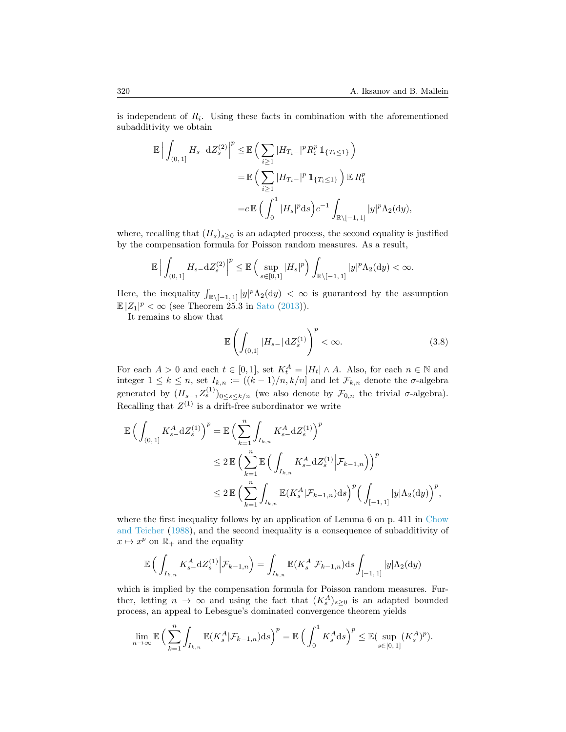is independent of $R_i$. Using these facts in combination with the aforementioned subadditivity we obtain

$$\begin{aligned}
\mathbb{E}\Big|\int_{(0,\,1]} H_{s-}\mathrm{d}Z_s^{(2)}\Big|^p &\leq \mathbb{E}\Big(\sum_{i\geq 1}|H_{T_i-}|^p R_i^p\,\mathbb{1}_{\{T_i\leq 1\}}\Big)\\
&=\mathbb{E}\Big(\sum_{i\geq 1}|H_{T_i-}|^p\,\mathbb{1}_{\{T_i\leq 1\}}\Big)\,\mathbb{E}\,R_1^p\\
&=c\,\mathbb{E}\Big(\int_0^1|H_s|^p\mathrm{d}s\Big)c^{-1}\int_{\mathbb{R}\setminus[-1,\,1]}|y|^p\Lambda_2(\mathrm{d}y),
\end{aligned}$$

where, recalling that $(H_s)_{s\geq 0}$ is an adapted process, the second equality is justified by the compensation formula for Poisson random measures. As a result,

$$\mathbb{E}\Big|\int_{(0,\,1]} H_{s-}\mathrm{d}Z_s^{(2)}\Big|^p \leq \mathbb{E}\Big(\sup_{s\in[0,1]}|H_s|^p\Big)\int_{\mathbb{R}\setminus[-1,\,1]}|y|^p\Lambda_2(\mathrm{d}y)<\infty.$$

Here, the inequality $\int_{\mathbb{R}\setminus[-1,\,1]}|y|^p\Lambda_2(\mathrm{d}y)<\infty$ is guaranteed by the assumption $\mathbb{E}\,|Z_1|^p<\infty$ (see Theorem 25.3 in Sato (2013)).

It remains to show that

$$\mathbb{E}\left(\int_{(0,1]}|H_{s-}|\,\mathrm{d}Z_s^{(1)}\right)^p<\infty. \tag{3.8}$$

For each $A>0$ and each $t\in[0,1]$, set $K_t^A=|H_t|\wedge A$. Also, for each $n\in\mathbb{N}$ and integer $1\leq k\leq n$, set $I_{k,n}:=((k-1)/n,k/n]$ and let $\mathcal{F}_{k,n}$ denote the $\sigma$-algebra generated by $(H_{s-},Z_s^{(1)})_{0\leq s\leq k/n}$ (we also denote by $\mathcal{F}_{0,n}$ the trivial $\sigma$-algebra). Recalling that $Z^{(1)}$ is a drift-free subordinator we write

$$\begin{aligned}
\mathbb{E}\Big(\int_{(0,\,1]}K_{s-}^A\mathrm{d}Z_s^{(1)}\Big)^p &= \mathbb{E}\Big(\sum_{k=1}^n\int_{I_{k,n}}K_{s-}^A\mathrm{d}Z_s^{(1)}\Big)^p\\
&\leq 2\,\mathbb{E}\Big(\sum_{k=1}^n\mathbb{E}\Big(\int_{I_{k,n}}K_{s-}^A\mathrm{d}Z_s^{(1)}\Big|\mathcal{F}_{k-1,n}\Big)\Big)^p\\
&\leq 2\,\mathbb{E}\Big(\sum_{k=1}^n\int_{I_{k,n}}\mathbb{E}(K_s^A|\mathcal{F}_{k-1,n})\mathrm{d}s\Big)^p\Big(\int_{[-1,\,1]}|y|\Lambda_2(\mathrm{d}y)\Big)^p,
\end{aligned}$$

where the first inequality follows by an application of Lemma 6 on p. 411 in Chow and Teicher (1988), and the second inequality is a consequence of subadditivity of $x\mapsto x^p$ on $\mathbb{R}_+$ and the equality

$$\mathbb{E}\Big(\int_{I_{k,n}}K_{s-}^A\mathrm{d}Z_s^{(1)}\Big|\mathcal{F}_{k-1,n}\Big)=\int_{I_{k,n}}\mathbb{E}(K_s^A|\mathcal{F}_{k-1,n})\mathrm{d}s\int_{[-1,\,1]}|y|\Lambda_2(\mathrm{d}y)$$

which is implied by the compensation formula for Poisson random measures. Further, letting $n\to\infty$ and using the fact that $(K_s^A)_{s\geq 0}$ is an adapted bounded process, an appeal to Lebesgue's dominated convergence theorem yields

$$\lim_{n\to\infty}\mathbb{E}\Big(\sum_{k=1}^n\int_{I_{k,n}}\mathbb{E}(K_s^A|\mathcal{F}_{k-1,n})\mathrm{d}s\Big)^p=\mathbb{E}\Big(\int_0^1K_s^A\mathrm{d}s\Big)^p\leq\mathbb{E}(\sup_{s\in[0,\,1]}(K_s^A)^p).$$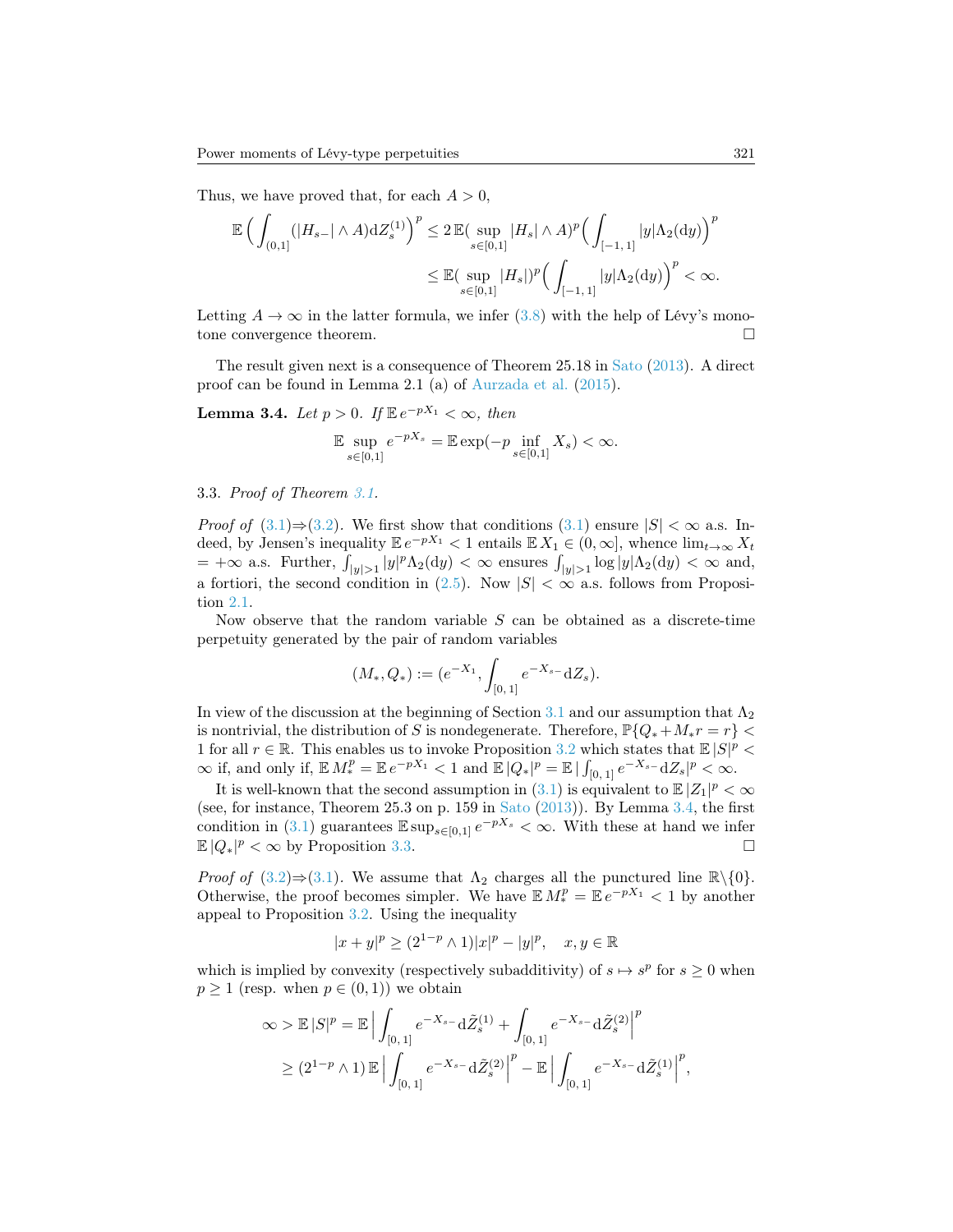Thus, we have proved that, for each $A > 0$,

$$\mathbb{E}\Big(\int_{(0,1]}(|H_{s-}| \wedge A)\mathrm{d}Z_s^{(1)}\Big)^p \le 2\,\mathbb{E}(\sup_{s\in[0,1]}|H_s| \wedge A)^p\Big(\int_{[-1,\,1]}|y|\Lambda_2(\mathrm{d}y)\Big)^p$$
$$\le \mathbb{E}(\sup_{s\in[0,1]}|H_s|)^p\Big(\int_{[-1,\,1]}|y|\Lambda_2(\mathrm{d}y)\Big)^p < \infty.$$

Letting $A \to \infty$ in the latter formula, we infer (3.8) with the help of Lévy's monotone convergence theorem. $\square$

The result given next is a consequence of Theorem 25.18 in Sato (2013). A direct proof can be found in Lemma 2.1 (a) of Aurzada et al. (2015).

**Lemma 3.4.** *Let $p > 0$. If $\mathbb{E}\,e^{-pX_1} < \infty$, then*

$$\mathbb{E}\sup_{s\in[0,1]} e^{-pX_s} = \mathbb{E}\exp(-p\inf_{s\in[0,1]} X_s) < \infty.$$

3.3. *Proof of Theorem 3.1.*

*Proof of* (3.1)$\Rightarrow$(3.2). We first show that conditions (3.1) ensure $|S| < \infty$ a.s. Indeed, by Jensen's inequality $\mathbb{E}\,e^{-pX_1} < 1$ entails $\mathbb{E}\,X_1 \in (0, \infty]$, whence $\lim_{t\to\infty} X_t = +\infty$ a.s. Further, $\int_{|y|>1}|y|^p\Lambda_2(\mathrm{d}y) < \infty$ ensures $\int_{|y|>1}\log|y|\Lambda_2(\mathrm{d}y) < \infty$ and, a fortiori, the second condition in (2.5). Now $|S| < \infty$ a.s. follows from Proposition 2.1.

Now observe that the random variable $S$ can be obtained as a discrete-time perpetuity generated by the pair of random variables

$$(M_*, Q_*) := (e^{-X_1}, \int_{[0,\,1]} e^{-X_{s-}}\mathrm{d}Z_s).$$

In view of the discussion at the beginning of Section 3.1 and our assumption that $\Lambda_2$ is nontrivial, the distribution of $S$ is nondegenerate. Therefore, $\mathbb{P}\{Q_* + M_* r = r\} < 1$ for all $r \in \mathbb{R}$. This enables us to invoke Proposition 3.2 which states that $\mathbb{E}\,|S|^p < \infty$ if, and only if, $\mathbb{E}\,M_*^p = \mathbb{E}\,e^{-pX_1} < 1$ and $\mathbb{E}\,|Q_*|^p = \mathbb{E}\,|\int_{[0,\,1]} e^{-X_{s-}}\mathrm{d}Z_s|^p < \infty$.

It is well-known that the second assumption in (3.1) is equivalent to $\mathbb{E}\,|Z_1|^p < \infty$ (see, for instance, Theorem 25.3 on p. 159 in Sato (2013)). By Lemma 3.4, the first condition in (3.1) guarantees $\mathbb{E}\sup_{s\in[0,1]} e^{-pX_s} < \infty$. With these at hand we infer $\mathbb{E}\,|Q_*|^p < \infty$ by Proposition 3.3. $\square$

*Proof of* (3.2)$\Rightarrow$(3.1). We assume that $\Lambda_2$ charges all the punctured line $\mathbb{R}\backslash\{0\}$. Otherwise, the proof becomes simpler. We have $\mathbb{E}\,M_*^p = \mathbb{E}\,e^{-pX_1} < 1$ by another appeal to Proposition 3.2. Using the inequality

$$|x + y|^p \ge (2^{1-p} \wedge 1)|x|^p - |y|^p, \quad x, y \in \mathbb{R}$$

which is implied by convexity (respectively subadditivity) of $s \mapsto s^p$ for $s \ge 0$ when $p \ge 1$ (resp. when $p \in (0, 1)$) we obtain

$$\infty > \mathbb{E}\,|S|^p = \mathbb{E}\,\Big|\int_{[0,\,1]} e^{-X_{s-}}\mathrm{d}\tilde{Z}_s^{(1)} + \int_{[0,\,1]} e^{-X_{s-}}\mathrm{d}\tilde{Z}_s^{(2)}\Big|^p$$
$$\ge (2^{1-p} \wedge 1)\,\mathbb{E}\,\Big|\int_{[0,\,1]} e^{-X_{s-}}\mathrm{d}\tilde{Z}_s^{(2)}\Big|^p - \mathbb{E}\,\Big|\int_{[0,\,1]} e^{-X_{s-}}\mathrm{d}\tilde{Z}_s^{(1)}\Big|^p,$$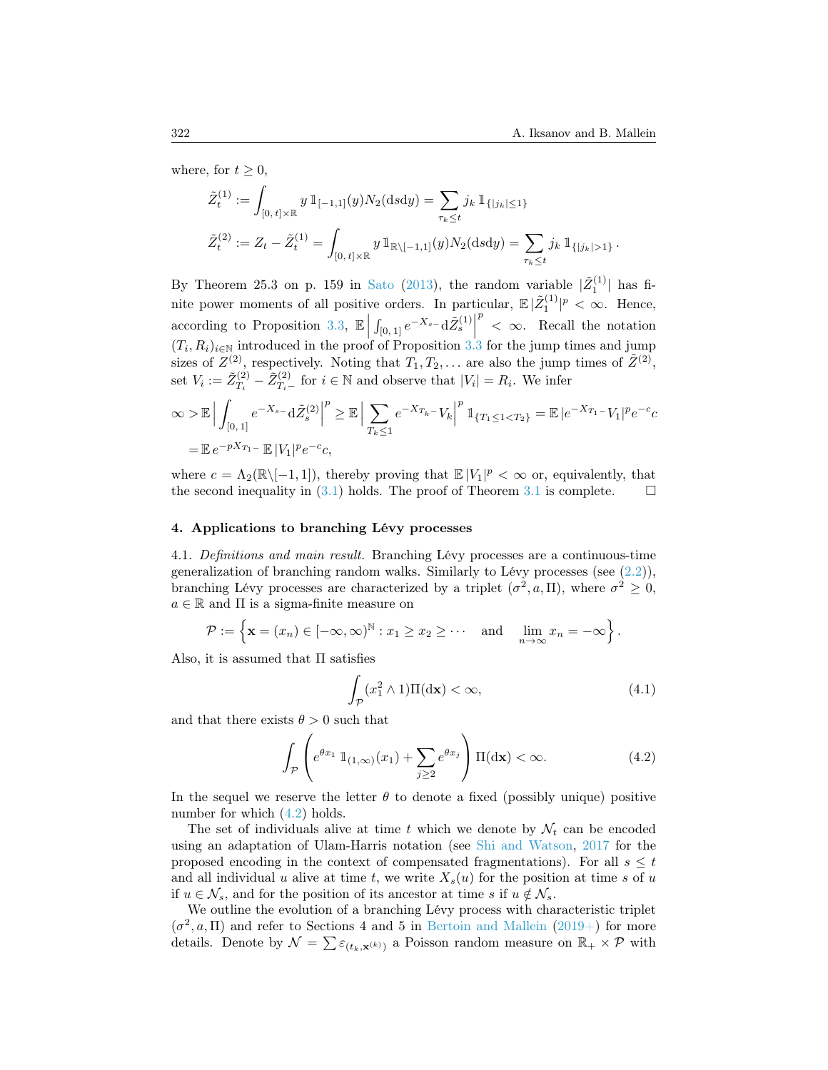where, for $t \geq 0$,

$$\tilde{Z}_t^{(1)} := \int_{[0,\,t]\times\mathbb{R}} y\,\mathbb{1}_{[-1,1]}(y) N_2(\mathrm{d}s\mathrm{d}y) = \sum_{\tau_k \leq t} j_k\,\mathbb{1}_{\{|j_k|\leq 1\}}$$

$$\tilde{Z}_t^{(2)} := Z_t - \tilde{Z}_t^{(1)} = \int_{[0,\,t]\times\mathbb{R}} y\,\mathbb{1}_{\mathbb{R}\setminus[-1,1]}(y) N_2(\mathrm{d}s\mathrm{d}y) = \sum_{\tau_k \leq t} j_k\,\mathbb{1}_{\{|j_k|>1\}}\,.$$

By Theorem 25.3 on p. 159 in Sato (2013), the random variable $|\tilde{Z}_1^{(1)}|$ has finite power moments of all positive orders. In particular, $\mathbb{E}\,|\tilde{Z}_1^{(1)}|^p < \infty$. Hence, according to Proposition 3.3, $\mathbb{E}\left|\int_{[0,\,1]} e^{-X_{s-}}\mathrm{d}\tilde{Z}_s^{(1)}\right|^p < \infty$. Recall the notation $(T_i, R_i)_{i\in\mathbb{N}}$ introduced in the proof of Proposition 3.3 for the jump times and jump sizes of $Z^{(2)}$, respectively. Noting that $T_1, T_2, \ldots$ are also the jump times of $\tilde{Z}^{(2)}$, set $V_i := \tilde{Z}_{T_i}^{(2)} - \tilde{Z}_{T_i-}^{(2)}$ for $i \in \mathbb{N}$ and observe that $|V_i| = R_i$. We infer

$$\begin{aligned}\infty > &\,\mathbb{E}\left|\int_{[0,\,1]} e^{-X_{s-}}\mathrm{d}\tilde{Z}_s^{(2)}\right|^p \geq \mathbb{E}\left|\sum_{T_k\leq 1} e^{-X_{T_k-}}V_k\right|^p \mathbb{1}_{\{T_1\leq 1<T_2\}} = \mathbb{E}\,|e^{-X_{T_1-}}V_1|^p e^{-c}c\\ =&\,\mathbb{E}\,e^{-pX_{T_1-}}\,\mathbb{E}\,|V_1|^p e^{-c}c,\end{aligned}$$

where $c = \Lambda_2(\mathbb{R}\setminus[-1,1])$, thereby proving that $\mathbb{E}\,|V_1|^p < \infty$ or, equivalently, that the second inequality in (3.1) holds. The proof of Theorem 3.1 is complete. $\square$

## 4. Applications to branching Lévy processes

4.1. *Definitions and main result.* Branching Lévy processes are a continuous-time generalization of branching random walks. Similarly to Lévy processes (see (2.2)), branching Lévy processes are characterized by a triplet $(\sigma^2, a, \Pi)$, where $\sigma^2 \geq 0$, $a \in \mathbb{R}$ and $\Pi$ is a sigma-finite measure on

$$\mathcal{P} := \left\{\mathbf{x} = (x_n) \in [-\infty, \infty)^{\mathbb{N}} : x_1 \geq x_2 \geq \cdots \quad \text{and} \quad \lim_{n\to\infty} x_n = -\infty\right\}.$$

Also, it is assumed that $\Pi$ satisfies

$$\int_{\mathcal{P}} (x_1^2 \wedge 1)\Pi(\mathrm{d}\mathbf{x}) < \infty, \tag{4.1}$$

and that there exists $\theta > 0$ such that

$$\int_{\mathcal{P}} \left(e^{\theta x_1}\,\mathbb{1}_{(1,\infty)}(x_1) + \sum_{j\geq 2} e^{\theta x_j}\right)\Pi(\mathrm{d}\mathbf{x}) < \infty. \tag{4.2}$$

In the sequel we reserve the letter $\theta$ to denote a fixed (possibly unique) positive number for which (4.2) holds.

The set of individuals alive at time $t$ which we denote by $\mathcal{N}_t$ can be encoded using an adaptation of Ulam-Harris notation (see Shi and Watson, 2017 for the proposed encoding in the context of compensated fragmentations). For all $s \leq t$ and all individual $u$ alive at time $t$, we write $X_s(u)$ for the position at time $s$ of $u$ if $u \in \mathcal{N}_s$, and for the position of its ancestor at time $s$ if $u \notin \mathcal{N}_s$.

We outline the evolution of a branching Lévy process with characteristic triplet $(\sigma^2, a, \Pi)$ and refer to Sections 4 and 5 in Bertoin and Mallein (2019+) for more details. Denote by $\mathcal{N} = \sum \varepsilon_{(t_k, \mathbf{x}^{(k)})}$ a Poisson random measure on $\mathbb{R}_+ \times \mathcal{P}$ with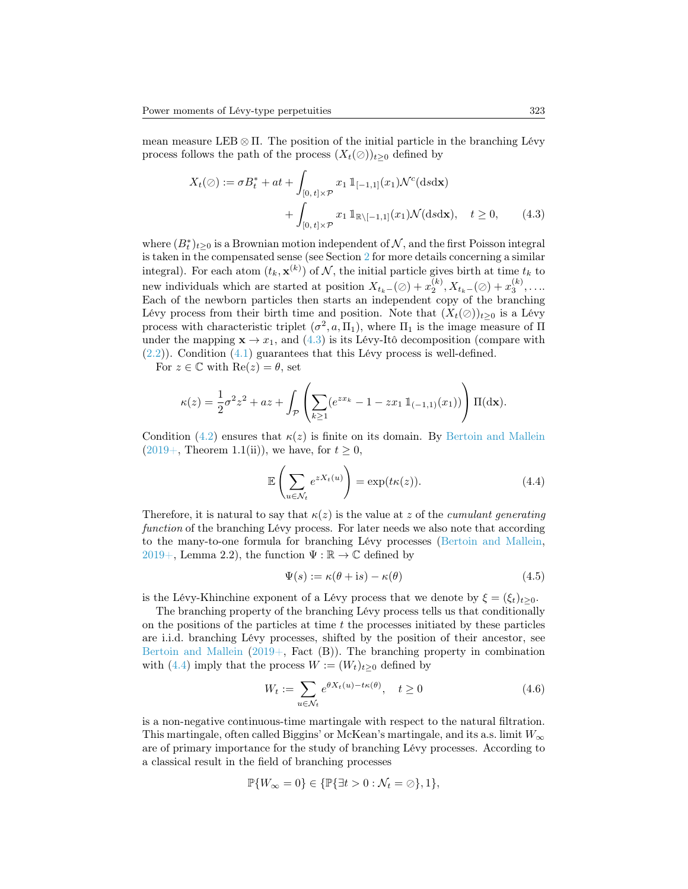mean measure LEB $\otimes\,\Pi$. The position of the initial particle in the branching Lévy process follows the path of the process $(X_t(\varnothing))_{t\geq 0}$ defined by

$$X_t(\varnothing) := \sigma B_t^* + at + \int_{[0,\,t]\times\mathcal{P}} x_1\, \mathbb{1}_{[-1,1]}(x_1)\mathcal{N}^c(\mathrm{d}s\mathrm{d}\mathbf{x}) + \int_{[0,\,t]\times\mathcal{P}} x_1\, \mathbb{1}_{\mathbb{R}\setminus[-1,1]}(x_1)\mathcal{N}(\mathrm{d}s\mathrm{d}\mathbf{x}), \quad t\geq 0, \tag{4.3}$$

where $(B_t^*)_{t\geq 0}$ is a Brownian motion independent of $\mathcal{N}$, and the first Poisson integral is taken in the compensated sense (see Section 2 for more details concerning a similar integral). For each atom $(t_k, \mathbf{x}^{(k)})$ of $\mathcal{N}$, the initial particle gives birth at time $t_k$ to new individuals which are started at position $X_{t_k-}(\varnothing)+x_2^{(k)}, X_{t_k-}(\varnothing)+x_3^{(k)},\ldots$. Each of the newborn particles then starts an independent copy of the branching Lévy process from their birth time and position. Note that $(X_t(\varnothing))_{t\geq 0}$ is a Lévy process with characteristic triplet $(\sigma^2, a, \Pi_1)$, where $\Pi_1$ is the image measure of $\Pi$ under the mapping $\mathbf{x}\to x_1$, and (4.3) is its Lévy-Itô decomposition (compare with (2.2)). Condition (4.1) guarantees that this Lévy process is well-defined.

For $z\in\mathbb{C}$ with $\mathrm{Re}(z)=\theta$, set

$$\kappa(z) = \frac{1}{2}\sigma^2 z^2 + az + \int_{\mathcal{P}} \left(\sum_{k\geq 1}(e^{zx_k} - 1 - zx_1\, \mathbb{1}_{(-1,1)}(x_1))\right)\Pi(\mathrm{d}\mathbf{x}).$$

Condition (4.2) ensures that $\kappa(z)$ is finite on its domain. By Bertoin and Mallein (2019+, Theorem 1.1(ii)), we have, for $t\geq 0$,

$$\mathbb{E}\left(\sum_{u\in\mathcal{N}_t} e^{zX_t(u)}\right) = \exp(t\kappa(z)). \tag{4.4}$$

Therefore, it is natural to say that $\kappa(z)$ is the value at $z$ of the *cumulant generating function* of the branching Lévy process. For later needs we also note that according to the many-to-one formula for branching Lévy processes (Bertoin and Mallein, 2019+, Lemma 2.2), the function $\Psi:\mathbb{R}\to\mathbb{C}$ defined by

$$\Psi(s) := \kappa(\theta+\mathrm{i}s) - \kappa(\theta) \tag{4.5}$$

is the Lévy-Khinchine exponent of a Lévy process that we denote by $\xi=(\xi_t)_{t\geq 0}$.

The branching property of the branching Lévy process tells us that conditionally on the positions of the particles at time $t$ the processes initiated by these particles are i.i.d. branching Lévy processes, shifted by the position of their ancestor, see Bertoin and Mallein (2019+, Fact (B)). The branching property in combination with (4.4) imply that the process $W:=(W_t)_{t\geq 0}$ defined by

$$W_t := \sum_{u\in\mathcal{N}_t} e^{\theta X_t(u) - t\kappa(\theta)}, \quad t\geq 0 \tag{4.6}$$

is a non-negative continuous-time martingale with respect to the natural filtration. This martingale, often called Biggins' or McKean's martingale, and its a.s. limit $W_\infty$ are of primary importance for the study of branching Lévy processes. According to a classical result in the field of branching processes

$$\mathbb{P}\{W_\infty=0\}\in\{\mathbb{P}\{\exists t>0:\mathcal{N}_t=\varnothing\},1\},$$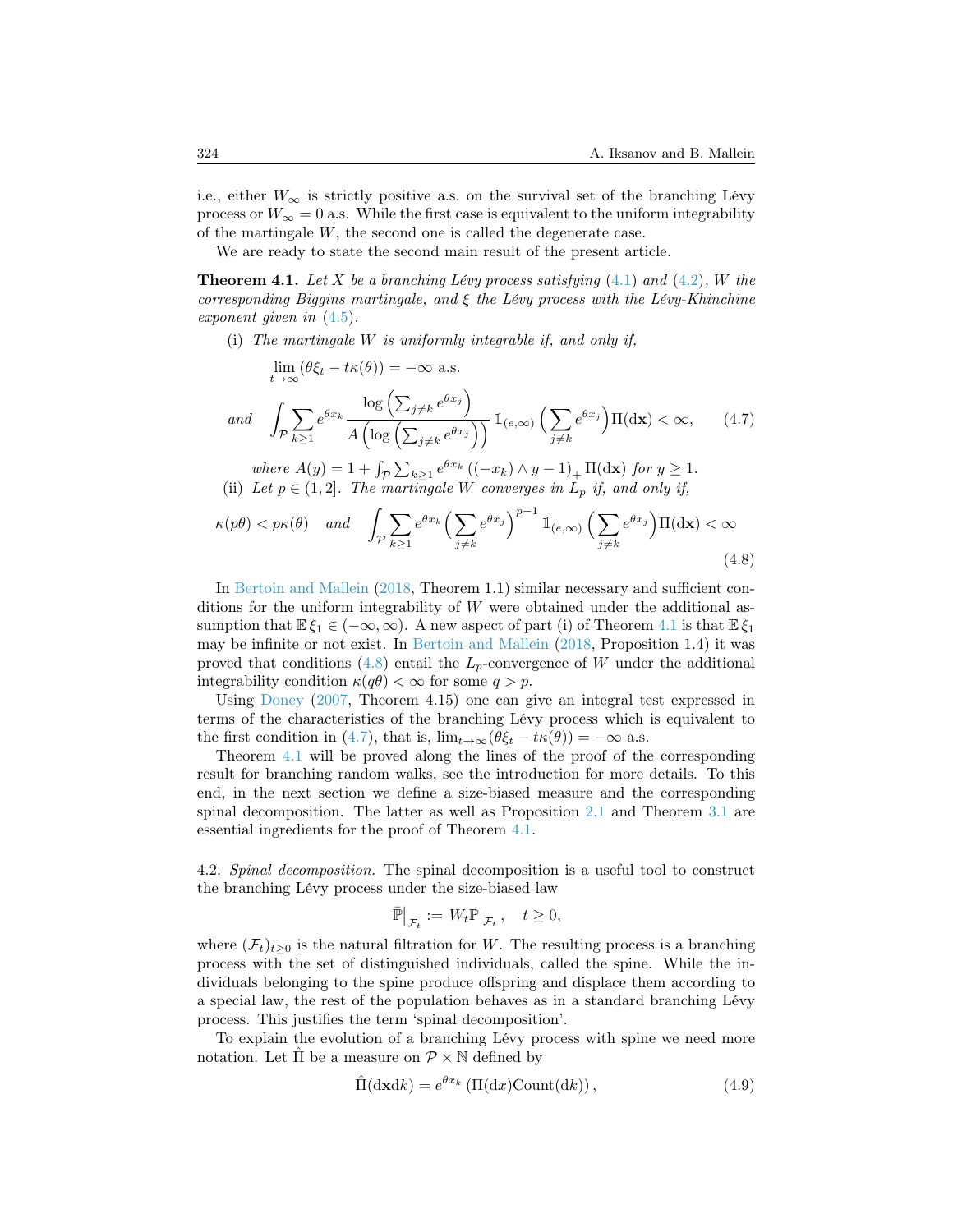i.e., either $W_\infty$ is strictly positive a.s. on the survival set of the branching Lévy process or $W_\infty = 0$ a.s. While the first case is equivalent to the uniform integrability of the martingale $W$, the second one is called the degenerate case.

We are ready to state the second main result of the present article.

**Theorem 4.1.** *Let $X$ be a branching Lévy process satisfying (4.1) and (4.2), $W$ the corresponding Biggins martingale, and $\xi$ the Lévy process with the Lévy-Khinchine exponent given in (4.5).*

(i) *The martingale $W$ is uniformly integrable if, and only if,*

$$\lim_{t\to\infty} (\theta \xi_t - t\kappa(\theta)) = -\infty \text{ a.s.}$$

$$\text{and} \quad \int_{\mathcal{P}} \sum_{k\geq 1} e^{\theta x_k} \frac{\log\left(\sum_{j\neq k} e^{\theta x_j}\right)}{A\left(\log\left(\sum_{j\neq k} e^{\theta x_j}\right)\right)} \mathbb{1}_{(e,\infty)}\left(\sum_{j\neq k} e^{\theta x_j}\right)\Pi(\mathrm{d}\mathbf{x}) < \infty, \tag{4.7}$$

*where $A(y) = 1 + \int_{\mathcal{P}} \sum_{k\geq 1} e^{\theta x_k} \left((-x_k)\wedge y - 1\right)_+ \Pi(\mathrm{d}\mathbf{x})$ for $y \geq 1$.*

(ii) *Let $p \in (1,2]$. The martingale $W$ converges in $L_p$ if, and only if,*

$$\kappa(p\theta) < p\kappa(\theta) \quad \text{and} \quad \int_{\mathcal{P}} \sum_{k\geq 1} e^{\theta x_k}\left(\sum_{j\neq k} e^{\theta x_j}\right)^{p-1} \mathbb{1}_{(e,\infty)}\left(\sum_{j\neq k} e^{\theta x_j}\right)\Pi(\mathrm{d}\mathbf{x}) < \infty \tag{4.8}$$

In Bertoin and Mallein (2018, Theorem 1.1) similar necessary and sufficient conditions for the uniform integrability of $W$ were obtained under the additional assumption that $\mathbb{E}\,\xi_1 \in (-\infty, \infty)$. A new aspect of part (i) of Theorem 4.1 is that $\mathbb{E}\,\xi_1$ may be infinite or not exist. In Bertoin and Mallein (2018, Proposition 1.4) it was proved that conditions (4.8) entail the $L_p$-convergence of $W$ under the additional integrability condition $\kappa(q\theta) < \infty$ for some $q > p$.

Using Doney (2007, Theorem 4.15) one can give an integral test expressed in terms of the characteristics of the branching Lévy process which is equivalent to the first condition in (4.7), that is, $\lim_{t\to\infty}(\theta\xi_t - t\kappa(\theta)) = -\infty$ a.s.

Theorem 4.1 will be proved along the lines of the proof of the corresponding result for branching random walks, see the introduction for more details. To this end, in the next section we define a size-biased measure and the corresponding spinal decomposition. The latter as well as Proposition 2.1 and Theorem 3.1 are essential ingredients for the proof of Theorem 4.1.

4.2. *Spinal decomposition.* The spinal decomposition is a useful tool to construct the branching Lévy process under the size-biased law

$$\bar{\mathbb{P}}\big|_{\mathcal{F}_t} := W_t \mathbb{P}\big|_{\mathcal{F}_t}, \quad t \geq 0,$$

where $(\mathcal{F}_t)_{t\geq 0}$ is the natural filtration for $W$. The resulting process is a branching process with the set of distinguished individuals, called the spine. While the individuals belonging to the spine produce offspring and displace them according to a special law, the rest of the population behaves as in a standard branching Lévy process. This justifies the term 'spinal decomposition'.

To explain the evolution of a branching Lévy process with spine we need more notation. Let $\hat{\Pi}$ be a measure on $\mathcal{P} \times \mathbb{N}$ defined by

$$\hat{\Pi}(\mathrm{d}\mathbf{x}\mathrm{d}k) = e^{\theta x_k}\left(\Pi(\mathrm{d}x)\mathrm{Count}(\mathrm{d}k)\right), \tag{4.9}$$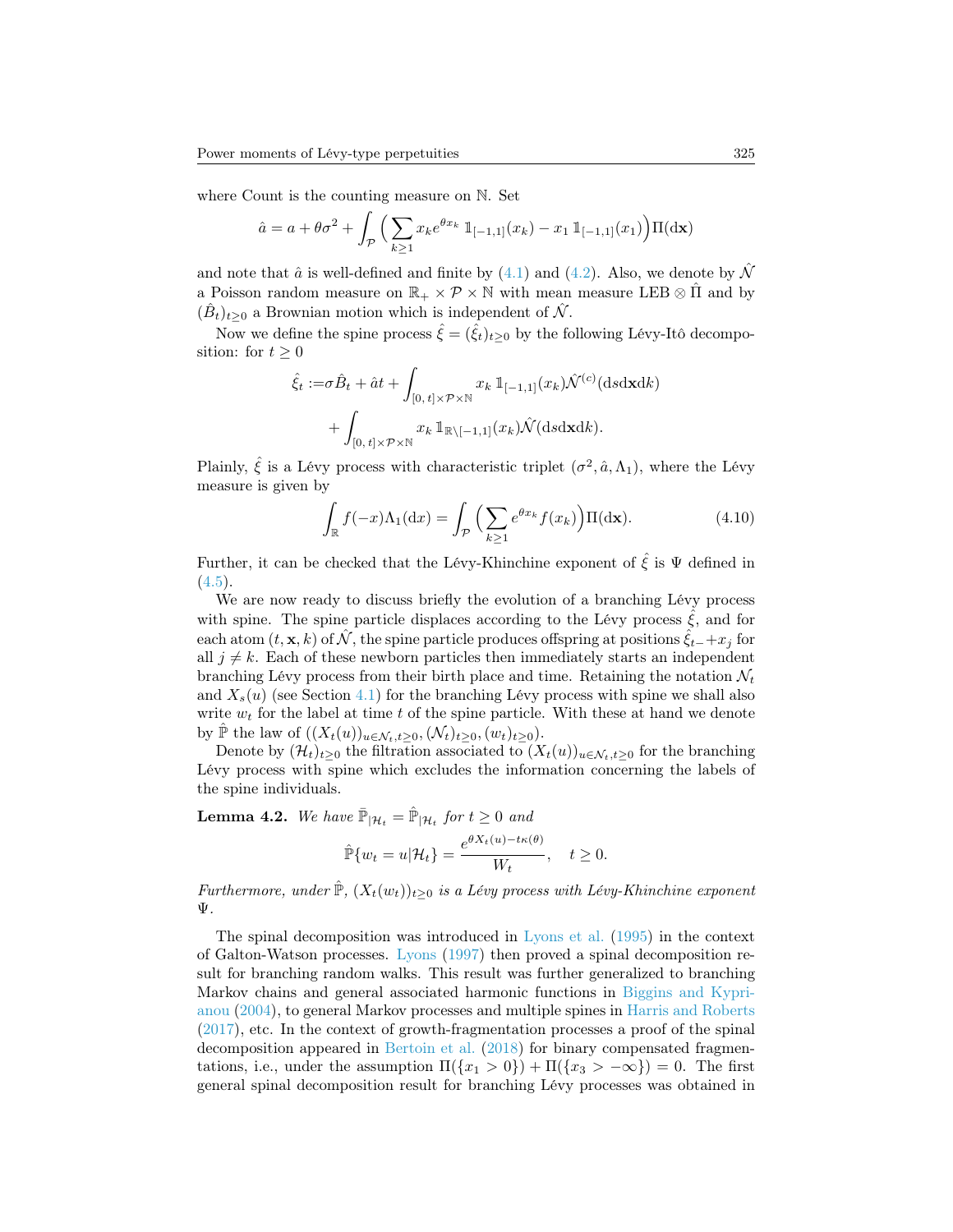where Count is the counting measure on $\mathbb{N}$. Set

$$\hat{a} = a + \theta\sigma^2 + \int_{\mathcal{P}} \Big( \sum_{k\geq 1} x_k e^{\theta x_k} \mathbb{1}_{[-1,1]}(x_k) - x_1 \mathbb{1}_{[-1,1]}(x_1) \Big) \Pi(\mathrm{d}\mathbf{x})$$

and note that $\hat{a}$ is well-defined and finite by (4.1) and (4.2). Also, we denote by $\hat{\mathcal{N}}$ a Poisson random measure on $\mathbb{R}_+ \times \mathcal{P} \times \mathbb{N}$ with mean measure $\text{LEB} \otimes \hat{\Pi}$ and by $(\hat{B}_t)_{t\geq 0}$ a Brownian motion which is independent of $\hat{\mathcal{N}}$.

Now we define the spine process $\hat{\xi} = (\hat{\xi}_t)_{t\geq 0}$ by the following Lévy-Itô decomposition: for $t \geq 0$

$$\begin{aligned}
\hat{\xi}_t :=& \sigma \hat{B}_t + \hat{a}t + \int_{[0,\,t]\times\mathcal{P}\times\mathbb{N}} x_k \mathbb{1}_{[-1,1]}(x_k) \hat{\mathcal{N}}^{(c)}(\mathrm{d}s\mathrm{d}\mathbf{x}\mathrm{d}k) \\
&+ \int_{[0,\,t]\times\mathcal{P}\times\mathbb{N}} x_k \mathbb{1}_{\mathbb{R}\setminus[-1,1]}(x_k) \hat{\mathcal{N}}(\mathrm{d}s\mathrm{d}\mathbf{x}\mathrm{d}k).
\end{aligned}$$

Plainly, $\hat{\xi}$ is a Lévy process with characteristic triplet $(\sigma^2, \hat{a}, \Lambda_1)$, where the Lévy measure is given by

$$\int_{\mathbb{R}} f(-x)\Lambda_1(\mathrm{d}x) = \int_{\mathcal{P}} \Big( \sum_{k\geq 1} e^{\theta x_k} f(x_k) \Big) \Pi(\mathrm{d}\mathbf{x}). \tag{4.10}$$

Further, it can be checked that the Lévy-Khinchine exponent of $\hat{\xi}$ is $\Psi$ defined in (4.5).

We are now ready to discuss briefly the evolution of a branching Lévy process with spine. The spine particle displaces according to the Lévy process $\hat{\xi}$, and for each atom $(t, \mathbf{x}, k)$ of $\hat{\mathcal{N}}$, the spine particle produces offspring at positions $\hat{\xi}_{t-} + x_j$ for all $j \neq k$. Each of these newborn particles then immediately starts an independent branching Lévy process from their birth place and time. Retaining the notation $\mathcal{N}_t$ and $X_s(u)$ (see Section 4.1) for the branching Lévy process with spine we shall also write $w_t$ for the label at time $t$ of the spine particle. With these at hand we denote by $\hat{\mathbb{P}}$ the law of $((X_t(u))_{u\in\mathcal{N}_t, t\geq 0}, (\mathcal{N}_t)_{t\geq 0}, (w_t)_{t\geq 0})$.

Denote by $(\mathcal{H}_t)_{t\geq 0}$ the filtration associated to $(X_t(u))_{u\in\mathcal{N}_t, t\geq 0}$ for the branching Lévy process with spine which excludes the information concerning the labels of the spine individuals.

**Lemma 4.2.** *We have* $\bar{\mathbb{P}}_{|\mathcal{H}_t} = \hat{\mathbb{P}}_{|\mathcal{H}_t}$ *for* $t \geq 0$ *and*

$$\hat{\mathbb{P}}\{w_t = u | \mathcal{H}_t\} = \frac{e^{\theta X_t(u) - t\kappa(\theta)}}{W_t}, \quad t \geq 0.$$

*Furthermore, under* $\hat{\mathbb{P}}$, $(X_t(w_t))_{t\geq 0}$ *is a Lévy process with Lévy-Khinchine exponent* $\Psi$.

The spinal decomposition was introduced in Lyons et al. (1995) in the context of Galton-Watson processes. Lyons (1997) then proved a spinal decomposition result for branching random walks. This result was further generalized to branching Markov chains and general associated harmonic functions in Biggins and Kyprianou (2004), to general Markov processes and multiple spines in Harris and Roberts (2017), etc. In the context of growth-fragmentation processes a proof of the spinal decomposition appeared in Bertoin et al. (2018) for binary compensated fragmentations, i.e., under the assumption $\Pi(\{x_1 > 0\}) + \Pi(\{x_3 > -\infty\}) = 0$. The first general spinal decomposition result for branching Lévy processes was obtained in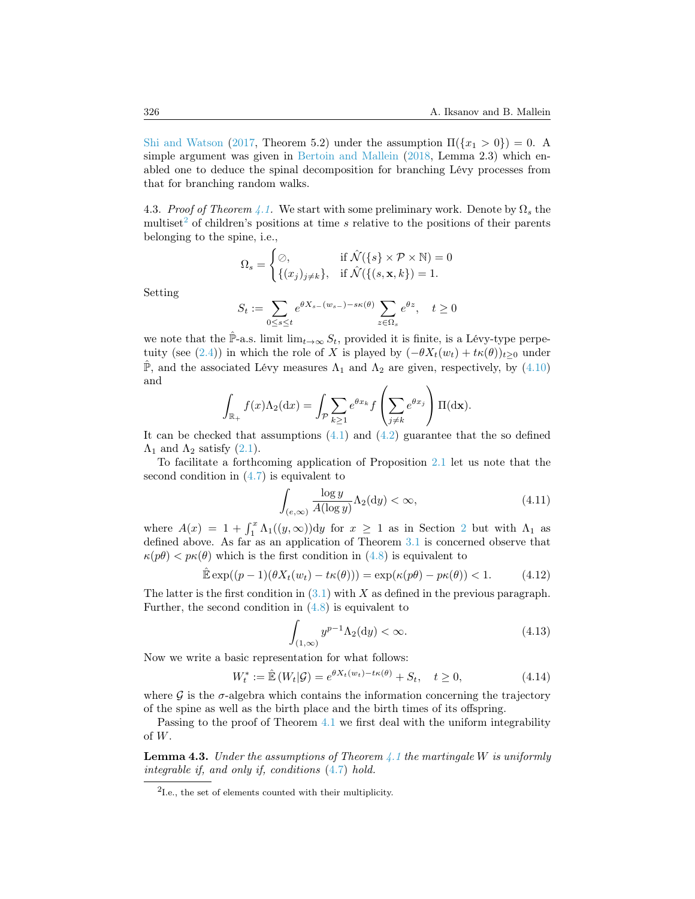Shi and Watson (2017, Theorem 5.2) under the assumption $\Pi(\{x_1 > 0\}) = 0$. A simple argument was given in Bertoin and Mallein (2018, Lemma 2.3) which enabled one to deduce the spinal decomposition for branching Lévy processes from that for branching random walks.

4.3. *Proof of Theorem 4.1*. We start with some preliminary work. Denote by $\Omega_s$ the multiset[2] of children's positions at time $s$ relative to the positions of their parents belonging to the spine, i.e.,

$$\Omega_s = \begin{cases} \varnothing, & \text{if } \hat{\mathcal{N}}(\{s\} \times \mathcal{P} \times \mathbb{N}) = 0 \\ \{(x_j)_{j \neq k}\}, & \text{if } \hat{\mathcal{N}}(\{(s, \mathbf{x}, k\}) = 1. \end{cases}$$

Setting

$$S_t := \sum_{0 \le s \le t} e^{\theta X_{s-}(w_{s-}) - s\kappa(\theta)} \sum_{z \in \Omega_s} e^{\theta z}, \quad t \ge 0$$

we note that the $\hat{\mathbb{P}}$-a.s. limit $\lim_{t\to\infty} S_t$, provided it is finite, is a Lévy-type perpetuity (see (2.4)) in which the role of $X$ is played by $(-\theta X_t(w_t) + t\kappa(\theta))_{t \ge 0}$ under $\hat{\mathbb{P}}$, and the associated Lévy measures $\Lambda_1$ and $\Lambda_2$ are given, respectively, by (4.10) and

$$\int_{\mathbb{R}_+} f(x) \Lambda_2(\mathrm{d}x) = \int_{\mathcal{P}} \sum_{k \ge 1} e^{\theta x_k} f\left( \sum_{j \neq k} e^{\theta x_j} \right) \Pi(\mathrm{d}\mathbf{x}).$$

It can be checked that assumptions (4.1) and (4.2) guarantee that the so defined $\Lambda_1$ and $\Lambda_2$ satisfy (2.1).

To facilitate a forthcoming application of Proposition 2.1 let us note that the second condition in (4.7) is equivalent to

$$\int_{(e,\infty)} \frac{\log y}{A(\log y)} \Lambda_2(\mathrm{d}y) < \infty, \tag{4.11}$$

where $A(x) = 1 + \int_1^x \Lambda_1((y,\infty))\mathrm{d}y$ for $x \ge 1$ as in Section 2 but with $\Lambda_1$ as defined above. As far as an application of Theorem 3.1 is concerned observe that $\kappa(p\theta) < p\kappa(\theta)$ which is the first condition in (4.8) is equivalent to

$$\hat{\mathbb{E}} \exp((p-1)(\theta X_t(w_t) - t\kappa(\theta))) = \exp(\kappa(p\theta) - p\kappa(\theta)) < 1. \tag{4.12}$$

The latter is the first condition in (3.1) with $X$ as defined in the previous paragraph. Further, the second condition in (4.8) is equivalent to

$$\int_{(1,\infty)} y^{p-1} \Lambda_2(\mathrm{d}y) < \infty. \tag{4.13}$$

Now we write a basic representation for what follows:

$$W_t^* := \hat{\mathbb{E}}\left(W_t | \mathcal{G}\right) = e^{\theta X_t(w_t) - t\kappa(\theta)} + S_t, \quad t \ge 0, \tag{4.14}$$

where $\mathcal{G}$ is the $\sigma$-algebra which contains the information concerning the trajectory of the spine as well as the birth place and the birth times of its offspring.

Passing to the proof of Theorem 4.1 we first deal with the uniform integrability of $W$.

**Lemma 4.3.** *Under the assumptions of Theorem 4.1 the martingale $W$ is uniformly integrable if, and only if, conditions (4.7) hold.*

[2] I.e., the set of elements counted with their multiplicity.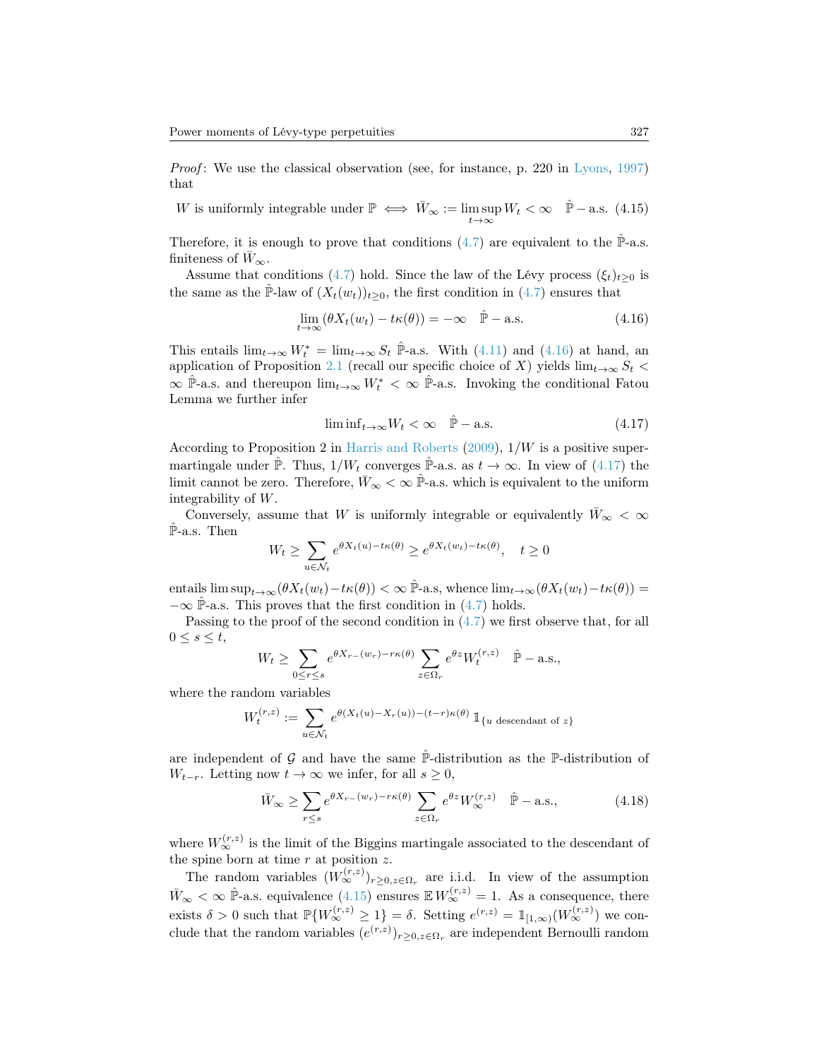*Proof*: We use the classical observation (see, for instance, p. 220 in Lyons, 1997) that

$$W \text{ is uniformly integrable under } \mathbb{P} \iff \bar{W}_\infty := \limsup_{t\to\infty} W_t < \infty \quad \hat{\mathbb{P}}-\text{a.s.} \tag{4.15}$$

Therefore, it is enough to prove that conditions (4.7) are equivalent to the $\hat{\mathbb{P}}$-a.s. finiteness of $\bar{W}_\infty$.

Assume that conditions (4.7) hold. Since the law of the Lévy process $(\xi_t)_{t\geq 0}$ is the same as the $\hat{\mathbb{P}}$-law of $(X_t(w_t))_{t\geq 0}$, the first condition in (4.7) ensures that

$$\lim_{t\to\infty}(\theta X_t(w_t) - t\kappa(\theta)) = -\infty \quad \hat{\mathbb{P}}-\text{a.s.} \tag{4.16}$$

This entails $\lim_{t\to\infty} W_t^* = \lim_{t\to\infty} S_t$ $\hat{\mathbb{P}}$-a.s. With (4.11) and (4.16) at hand, an application of Proposition 2.1 (recall our specific choice of $X$) yields $\lim_{t\to\infty} S_t < \infty$ $\hat{\mathbb{P}}$-a.s. and thereupon $\lim_{t\to\infty} W_t^* < \infty$ $\hat{\mathbb{P}}$-a.s. Invoking the conditional Fatou Lemma we further infer

$$\liminf_{t\to\infty} W_t < \infty \quad \hat{\mathbb{P}}-\text{a.s.} \tag{4.17}$$

According to Proposition 2 in Harris and Roberts (2009), $1/W$ is a positive supermartingale under $\hat{\mathbb{P}}$. Thus, $1/W_t$ converges $\hat{\mathbb{P}}$-a.s. as $t\to\infty$. In view of (4.17) the limit cannot be zero. Therefore, $\bar{W}_\infty < \infty$ $\hat{\mathbb{P}}$-a.s. which is equivalent to the uniform integrability of $W$.

Conversely, assume that $W$ is uniformly integrable or equivalently $\bar{W}_\infty < \infty$ $\hat{\mathbb{P}}$-a.s. Then

$$W_t \geq \sum_{u\in\mathcal{N}_t} e^{\theta X_t(u) - t\kappa(\theta)} \geq e^{\theta X_t(w_t) - t\kappa(\theta)}, \quad t \geq 0$$

entails $\limsup_{t\to\infty}(\theta X_t(w_t) - t\kappa(\theta)) < \infty$ $\hat{\mathbb{P}}$-a.s, whence $\lim_{t\to\infty}(\theta X_t(w_t) - t\kappa(\theta)) = -\infty$ $\hat{\mathbb{P}}$-a.s. This proves that the first condition in (4.7) holds.

Passing to the proof of the second condition in (4.7) we first observe that, for all $0 \leq s \leq t$,

$$W_t \geq \sum_{0\leq r\leq s} e^{\theta X_{r-}(w_r) - r\kappa(\theta)} \sum_{z\in\Omega_r} e^{\theta z} W_t^{(r,z)} \quad \hat{\mathbb{P}}-\text{a.s.},$$

where the random variables

$$W_t^{(r,z)} := \sum_{u\in\mathcal{N}_t} e^{\theta(X_t(u) - X_r(u)) - (t-r)\kappa(\theta)} \mathbb{1}_{\{u \text{ descendant of } z\}}$$

are independent of $\mathcal{G}$ and have the same $\hat{\mathbb{P}}$-distribution as the $\mathbb{P}$-distribution of $W_{t-r}$. Letting now $t\to\infty$ we infer, for all $s \geq 0$,

$$\bar{W}_\infty \geq \sum_{r\leq s} e^{\theta X_{r-}(w_r) - r\kappa(\theta)} \sum_{z\in\Omega_r} e^{\theta z} W_\infty^{(r,z)} \quad \hat{\mathbb{P}}-\text{a.s.}, \tag{4.18}$$

where $W_\infty^{(r,z)}$ is the limit of the Biggins martingale associated to the descendant of the spine born at time $r$ at position $z$.

The random variables $(W_\infty^{(r,z)})_{r\geq 0, z\in\Omega_r}$ are i.i.d. In view of the assumption $\bar{W}_\infty < \infty$ $\hat{\mathbb{P}}$-a.s. equivalence (4.15) ensures $\mathbb{E}\, W_\infty^{(r,z)} = 1$. As a consequence, there exists $\delta > 0$ such that $\mathbb{P}\{W_\infty^{(r,z)} \geq 1\} = \delta$. Setting $e^{(r,z)} = \mathbb{1}_{[1,\infty)}(W_\infty^{(r,z)})$ we conclude that the random variables $(e^{(r,z)})_{r\geq 0, z\in\Omega_r}$ are independent Bernoulli random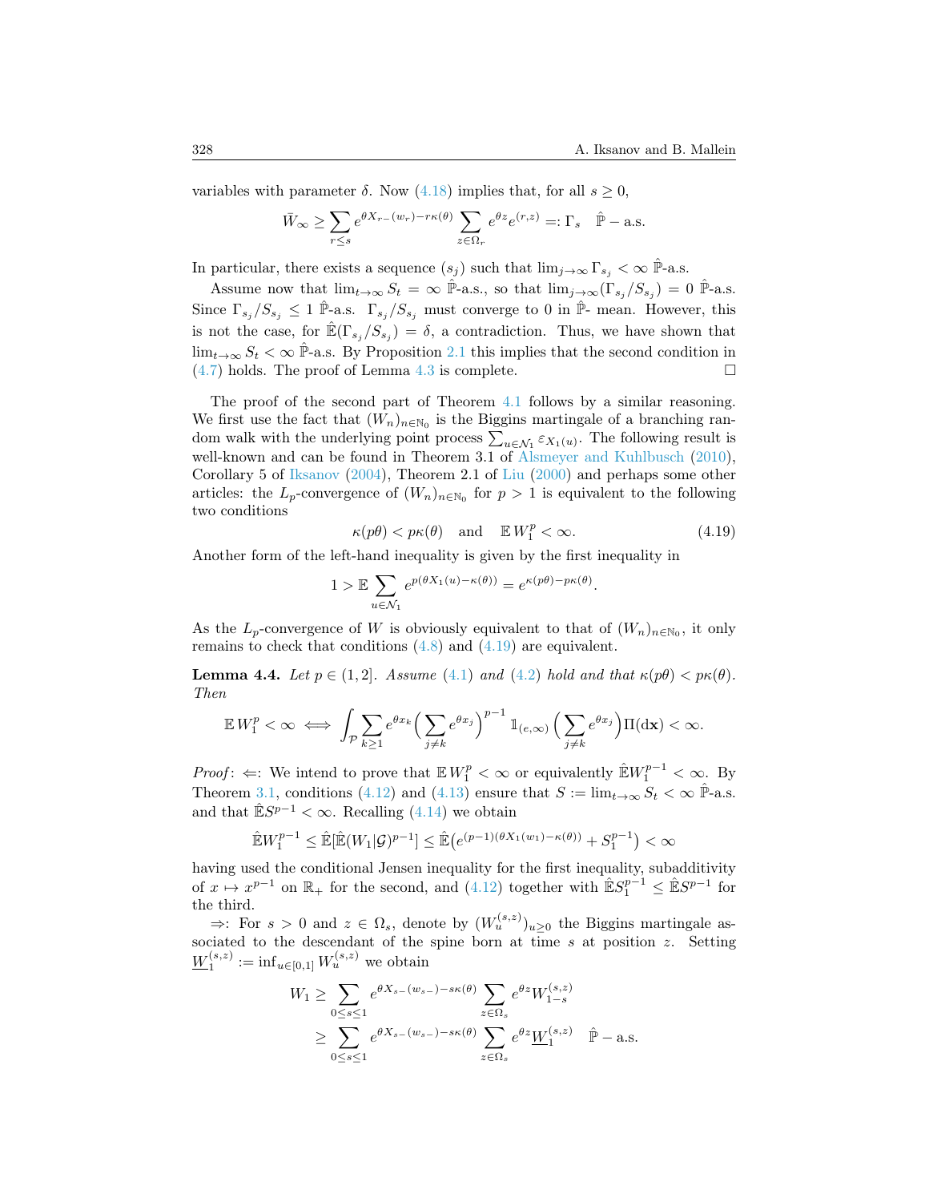variables with parameter $\delta$. Now (4.18) implies that, for all $s \geq 0$,

$$\bar{W}_\infty \geq \sum_{r \leq s} e^{\theta X_{r-}(w_r) - r\kappa(\theta)} \sum_{z \in \Omega_r} e^{\theta z} e^{(r,z)} =: \Gamma_s \quad \hat{\mathbb{P}} - \text{a.s.}$$

In particular, there exists a sequence $(s_j)$ such that $\lim_{j\to\infty} \Gamma_{s_j} < \infty$ $\hat{\mathbb{P}}$-a.s.

Assume now that $\lim_{t\to\infty} S_t = \infty$ $\hat{\mathbb{P}}$-a.s., so that $\lim_{j\to\infty}(\Gamma_{s_j}/S_{s_j}) = 0$ $\hat{\mathbb{P}}$-a.s. Since $\Gamma_{s_j}/S_{s_j} \leq 1$ $\hat{\mathbb{P}}$-a.s. $\Gamma_{s_j}/S_{s_j}$ must converge to 0 in $\hat{\mathbb{P}}$- mean. However, this is not the case, for $\hat{\mathbb{E}}(\Gamma_{s_j}/S_{s_j}) = \delta$, a contradiction. Thus, we have shown that $\lim_{t\to\infty} S_t < \infty$ $\hat{\mathbb{P}}$-a.s. By Proposition 2.1 this implies that the second condition in (4.7) holds. The proof of Lemma 4.3 is complete. □

The proof of the second part of Theorem 4.1 follows by a similar reasoning. We first use the fact that $(W_n)_{n\in\mathbb{N}_0}$ is the Biggins martingale of a branching random walk with the underlying point process $\sum_{u\in\mathcal{N}_1} \varepsilon_{X_1(u)}$. The following result is well-known and can be found in Theorem 3.1 of Alsmeyer and Kuhlbusch (2010), Corollary 5 of Iksanov (2004), Theorem 2.1 of Liu (2000) and perhaps some other articles: the $L_p$-convergence of $(W_n)_{n\in\mathbb{N}_0}$ for $p > 1$ is equivalent to the following two conditions

$$\kappa(p\theta) < p\kappa(\theta) \quad \text{and} \quad \mathbb{E}\, W_1^p < \infty. \tag{4.19}$$

Another form of the left-hand inequality is given by the first inequality in

$$1 > \mathbb{E} \sum_{u\in\mathcal{N}_1} e^{p(\theta X_1(u) - \kappa(\theta))} = e^{\kappa(p\theta) - p\kappa(\theta)}.$$

As the $L_p$-convergence of $W$ is obviously equivalent to that of $(W_n)_{n\in\mathbb{N}_0}$, it only remains to check that conditions (4.8) and (4.19) are equivalent.

**Lemma 4.4.** *Let $p \in (1, 2]$. Assume (4.1) and (4.2) hold and that $\kappa(p\theta) < p\kappa(\theta)$. Then*

$$\mathbb{E}\, W_1^p < \infty \iff \int_{\mathcal{P}} \sum_{k\geq 1} e^{\theta x_k} \Big( \sum_{j\neq k} e^{\theta x_j} \Big)^{p-1} \mathbb{1}_{(e,\infty)} \Big( \sum_{j\neq k} e^{\theta x_j} \Big) \Pi(\mathrm{d}\mathbf{x}) < \infty.$$

*Proof*: $\Leftarrow$: We intend to prove that $\mathbb{E}\, W_1^p < \infty$ or equivalently $\hat{\mathbb{E}} W_1^{p-1} < \infty$. By Theorem 3.1, conditions (4.12) and (4.13) ensure that $S := \lim_{t\to\infty} S_t < \infty$ $\hat{\mathbb{P}}$-a.s. and that $\hat{\mathbb{E}} S^{p-1} < \infty$. Recalling (4.14) we obtain

$$\hat{\mathbb{E}} W_1^{p-1} \leq \hat{\mathbb{E}}[\hat{\mathbb{E}}(W_1|\mathcal{G})^{p-1}] \leq \hat{\mathbb{E}}\big( e^{(p-1)(\theta X_1(w_1) - \kappa(\theta))} + S_1^{p-1} \big) < \infty$$

having used the conditional Jensen inequality for the first inequality, subadditivity of $x \mapsto x^{p-1}$ on $\mathbb{R}_+$ for the second, and (4.12) together with $\hat{\mathbb{E}} S_1^{p-1} \leq \hat{\mathbb{E}} S^{p-1}$ for the third.

$\Rightarrow$: For $s > 0$ and $z \in \Omega_s$, denote by $(W_u^{(s,z)})_{u\geq 0}$ the Biggins martingale associated to the descendant of the spine born at time $s$ at position $z$. Setting $\underline{W}_1^{(s,z)} := \inf_{u\in[0,1]} W_u^{(s,z)}$ we obtain

$$\begin{aligned} W_1 &\geq \sum_{0\leq s\leq 1} e^{\theta X_{s-}(w_{s-}) - s\kappa(\theta)} \sum_{z\in\Omega_s} e^{\theta z} W_{1-s}^{(s,z)} \\ &\geq \sum_{0\leq s\leq 1} e^{\theta X_{s-}(w_{s-}) - s\kappa(\theta)} \sum_{z\in\Omega_s} e^{\theta z} \underline{W}_1^{(s,z)} \quad \hat{\mathbb{P}} - \text{a.s.} \end{aligned}$$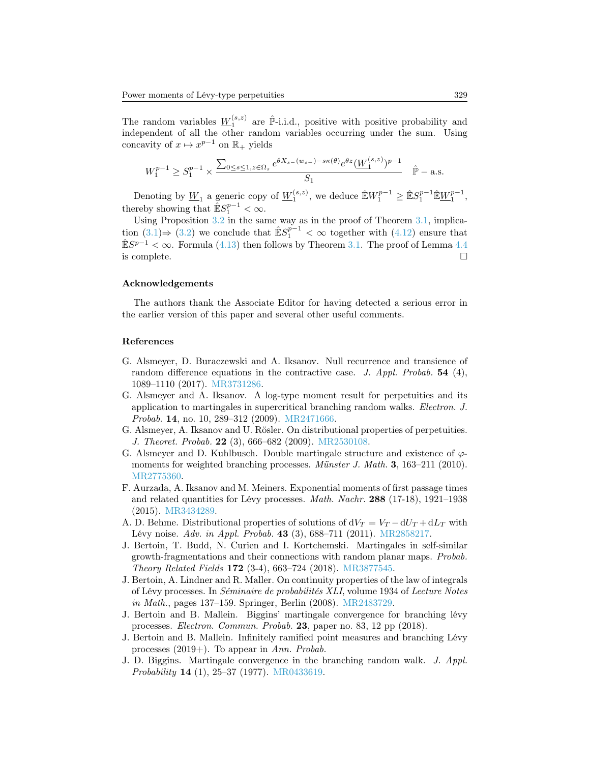The random variables $\underline{W}_1^{(s,z)}$ are $\hat{\mathbb{P}}$-i.i.d., positive with positive probability and independent of all the other random variables occurring under the sum. Using concavity of $x \mapsto x^{p-1}$ on $\mathbb{R}_+$ yields

$$W_1^{p-1} \geq S_1^{p-1} \times \frac{\sum_{0 \leq s \leq 1, z \in \Omega_s} e^{\theta X_{s-}(w_{s-}) - s\kappa(\theta)} e^{\theta z} (\underline{W}_1^{(s,z)})^{p-1}}{S_1} \quad \hat{\mathbb{P}} - \text{a.s.}$$

Denoting by $\underline{W}_1$ a generic copy of $\underline{W}_1^{(s,z)}$, we deduce $\hat{\mathbb{E}} W_1^{p-1} \geq \hat{\mathbb{E}} S_1^{p-1} \hat{\mathbb{E}} \underline{W}_1^{p-1}$, thereby showing that $\hat{\mathbb{E}} S_1^{p-1} < \infty$.

Using Proposition 3.2 in the same way as in the proof of Theorem 3.1, implication (3.1)$\Rightarrow$ (3.2) we conclude that $\hat{\mathbb{E}} S_1^{p-1} < \infty$ together with (4.12) ensure that $\hat{\mathbb{E}} S^{p-1} < \infty$. Formula (4.13) then follows by Theorem 3.1. The proof of Lemma 4.4 is complete. $\square$

## Acknowledgements

The authors thank the Associate Editor for having detected a serious error in the earlier version of this paper and several other useful comments.

## References

G. Alsmeyer, D. Buraczewski and A. Iksanov. Null recurrence and transience of random difference equations in the contractive case. *J. Appl. Probab.* **54** (4), 1089–1110 (2017). MR3731286.

G. Alsmeyer and A. Iksanov. A log-type moment result for perpetuities and its application to martingales in supercritical branching random walks. *Electron. J. Probab.* **14**, no. 10, 289–312 (2009). MR2471666.

G. Alsmeyer, A. Iksanov and U. Rösler. On distributional properties of perpetuities. *J. Theoret. Probab.* **22** (3), 666–682 (2009). MR2530108.

G. Alsmeyer and D. Kuhlbusch. Double martingale structure and existence of $\varphi$-moments for weighted branching processes. *Münster J. Math.* **3**, 163–211 (2010). MR2775360.

F. Aurzada, A. Iksanov and M. Meiners. Exponential moments of first passage times and related quantities for Lévy processes. *Math. Nachr.* **288** (17-18), 1921–1938 (2015). MR3434289.

A. D. Behme. Distributional properties of solutions of $\mathrm{d}V_T = V_{T-}\mathrm{d}U_T + \mathrm{d}L_T$ with Lévy noise. *Adv. in Appl. Probab.* **43** (3), 688–711 (2011). MR2858217.

J. Bertoin, T. Budd, N. Curien and I. Kortchemski. Martingales in self-similar growth-fragmentations and their connections with random planar maps. *Probab. Theory Related Fields* **172** (3-4), 663–724 (2018). MR3877545.

J. Bertoin, A. Lindner and R. Maller. On continuity properties of the law of integrals of Lévy processes. In *Séminaire de probabilités XLI*, volume 1934 of *Lecture Notes in Math.*, pages 137–159. Springer, Berlin (2008). MR2483729.

J. Bertoin and B. Mallein. Biggins' martingale convergence for branching lévy processes. *Electron. Commun. Probab.* **23**, paper no. 83, 12 pp (2018).

J. Bertoin and B. Mallein. Infinitely ramified point measures and branching Lévy processes (2019+). To appear in *Ann. Probab.*

J. D. Biggins. Martingale convergence in the branching random walk. *J. Appl. Probability* **14** (1), 25–37 (1977). MR0433619.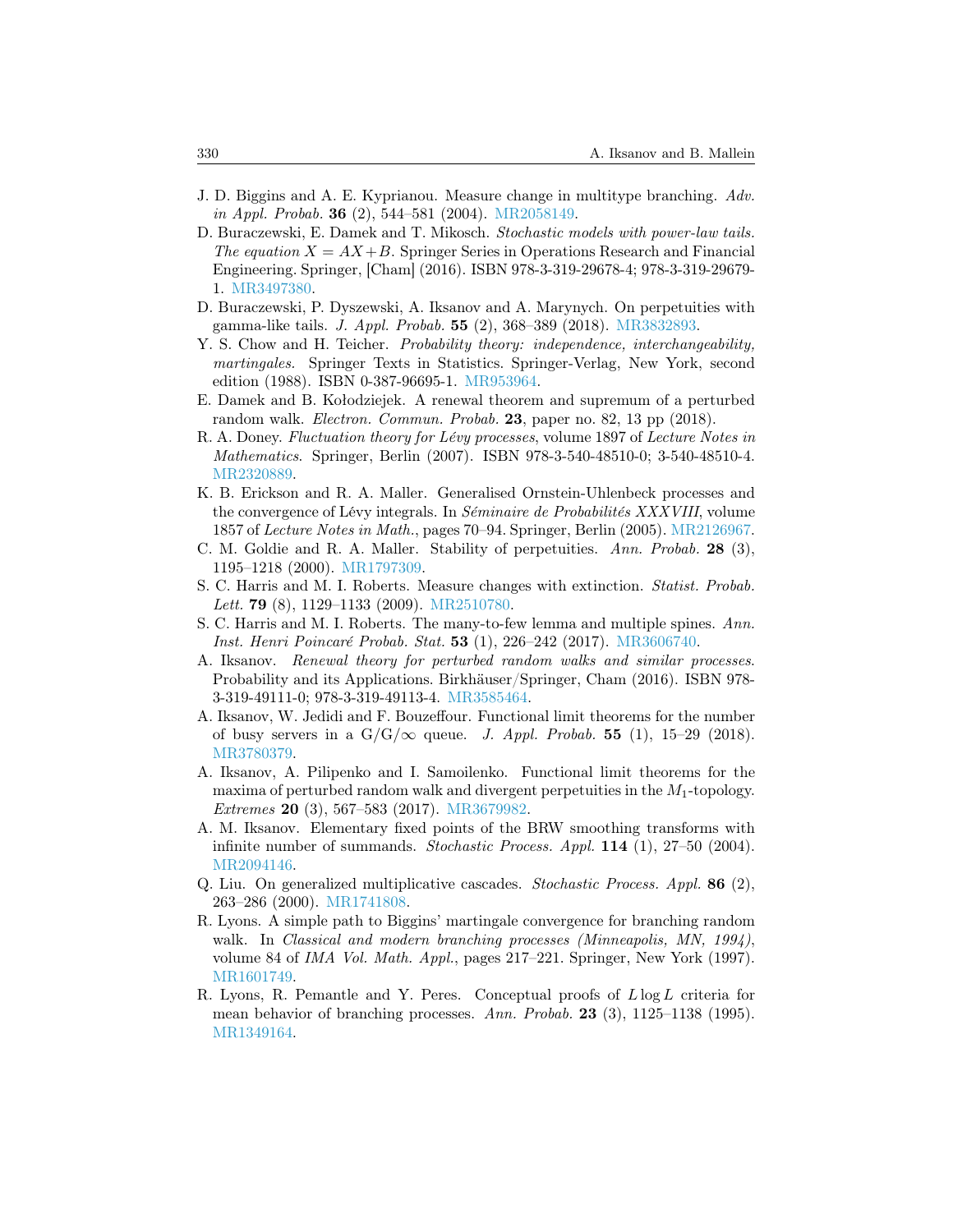J. D. Biggins and A. E. Kyprianou. Measure change in multitype branching. *Adv. in Appl. Probab.* **36** (2), 544–581 (2004). MR2058149.

D. Buraczewski, E. Damek and T. Mikosch. *Stochastic models with power-law tails. The equation $X = AX + B$.* Springer Series in Operations Research and Financial Engineering. Springer, [Cham] (2016). ISBN 978-3-319-29678-4; 978-3-319-29679-1. MR3497380.

D. Buraczewski, P. Dyszewski, A. Iksanov and A. Marynych. On perpetuities with gamma-like tails. *J. Appl. Probab.* **55** (2), 368–389 (2018). MR3832893.

Y. S. Chow and H. Teicher. *Probability theory: independence, interchangeability, martingales.* Springer Texts in Statistics. Springer-Verlag, New York, second edition (1988). ISBN 0-387-96695-1. MR953964.

E. Damek and B. Kołodziejek. A renewal theorem and supremum of a perturbed random walk. *Electron. Commun. Probab.* **23**, paper no. 82, 13 pp (2018).

R. A. Doney. *Fluctuation theory for Lévy processes*, volume 1897 of *Lecture Notes in Mathematics*. Springer, Berlin (2007). ISBN 978-3-540-48510-0; 3-540-48510-4. MR2320889.

K. B. Erickson and R. A. Maller. Generalised Ornstein-Uhlenbeck processes and the convergence of Lévy integrals. In *Séminaire de Probabilités XXXVIII*, volume 1857 of *Lecture Notes in Math.*, pages 70–94. Springer, Berlin (2005). MR2126967.

C. M. Goldie and R. A. Maller. Stability of perpetuities. *Ann. Probab.* **28** (3), 1195–1218 (2000). MR1797309.

S. C. Harris and M. I. Roberts. Measure changes with extinction. *Statist. Probab. Lett.* **79** (8), 1129–1133 (2009). MR2510780.

S. C. Harris and M. I. Roberts. The many-to-few lemma and multiple spines. *Ann. Inst. Henri Poincaré Probab. Stat.* **53** (1), 226–242 (2017). MR3606740.

A. Iksanov. *Renewal theory for perturbed random walks and similar processes.* Probability and its Applications. Birkhäuser/Springer, Cham (2016). ISBN 978-3-319-49111-0; 978-3-319-49113-4. MR3585464.

A. Iksanov, W. Jedidi and F. Bouzeffour. Functional limit theorems for the number of busy servers in a $G/G/\infty$ queue. *J. Appl. Probab.* **55** (1), 15–29 (2018). MR3780379.

A. Iksanov, A. Pilipenko and I. Samoilenko. Functional limit theorems for the maxima of perturbed random walk and divergent perpetuities in the $M_1$-topology. *Extremes* **20** (3), 567–583 (2017). MR3679982.

A. M. Iksanov. Elementary fixed points of the BRW smoothing transforms with infinite number of summands. *Stochastic Process. Appl.* **114** (1), 27–50 (2004). MR2094146.

Q. Liu. On generalized multiplicative cascades. *Stochastic Process. Appl.* **86** (2), 263–286 (2000). MR1741808.

R. Lyons. A simple path to Biggins' martingale convergence for branching random walk. In *Classical and modern branching processes (Minneapolis, MN, 1994)*, volume 84 of *IMA Vol. Math. Appl.*, pages 217–221. Springer, New York (1997). MR1601749.

R. Lyons, R. Pemantle and Y. Peres. Conceptual proofs of $L \log L$ criteria for mean behavior of branching processes. *Ann. Probab.* **23** (3), 1125–1138 (1995). MR1349164.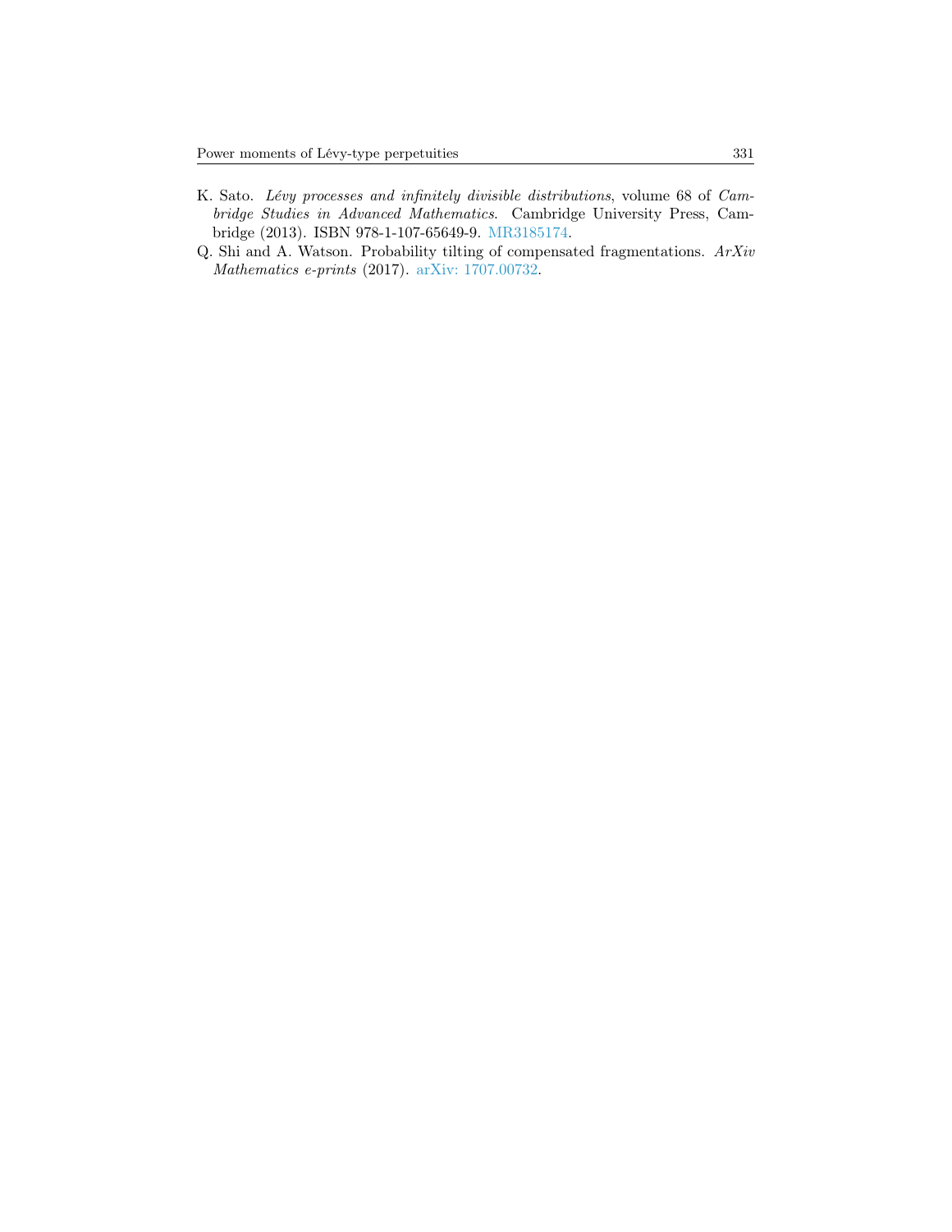K. Sato. *Lévy processes and infinitely divisible distributions*, volume 68 of *Cambridge Studies in Advanced Mathematics*. Cambridge University Press, Cambridge (2013). ISBN 978-1-107-65649-9. MR3185174.

Q. Shi and A. Watson. Probability tilting of compensated fragmentations. *ArXiv Mathematics e-prints* (2017). arXiv: 1707.00732.